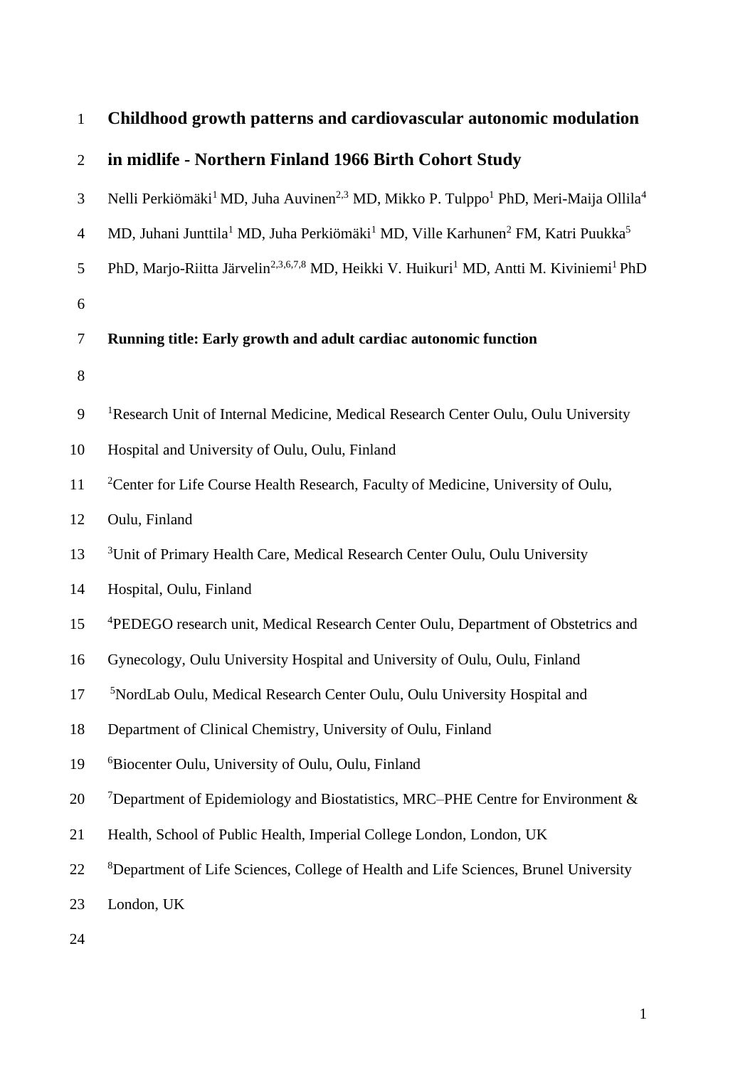# Childhood growth patterns and cardiovascular autonomic modulation in midlife - Northern Finland 1966 Birth Cohort Study

Nelli Perkiömäki[1] MD, Juha Auvinen[2,3] MD, Mikko P. Tulppo[1] PhD, Meri-Maija Ollila[4] MD, Juhani Junttila[1] MD, Juha Perkiömäki[1] MD, Ville Karhunen[2] FM, Katri Puukka[5] PhD, Marjo-Riitta Järvelin[2,3,6,7,8] MD, Heikki V. Huikuri[1] MD, Antti M. Kiviniemi[1] PhD

**Running title: Early growth and adult cardiac autonomic function**

[1]Research Unit of Internal Medicine, Medical Research Center Oulu, Oulu University Hospital and University of Oulu, Oulu, Finland

[2]Center for Life Course Health Research, Faculty of Medicine, University of Oulu, Oulu, Finland

[3]Unit of Primary Health Care, Medical Research Center Oulu, Oulu University Hospital, Oulu, Finland

[4]PEDEGO research unit, Medical Research Center Oulu, Department of Obstetrics and Gynecology, Oulu University Hospital and University of Oulu, Oulu, Finland

[5]NordLab Oulu, Medical Research Center Oulu, Oulu University Hospital and Department of Clinical Chemistry, University of Oulu, Finland

[6]Biocenter Oulu, University of Oulu, Oulu, Finland

[7]Department of Epidemiology and Biostatistics, MRC–PHE Centre for Environment & Health, School of Public Health, Imperial College London, London, UK

[8]Department of Life Sciences, College of Health and Life Sciences, Brunel University London, UK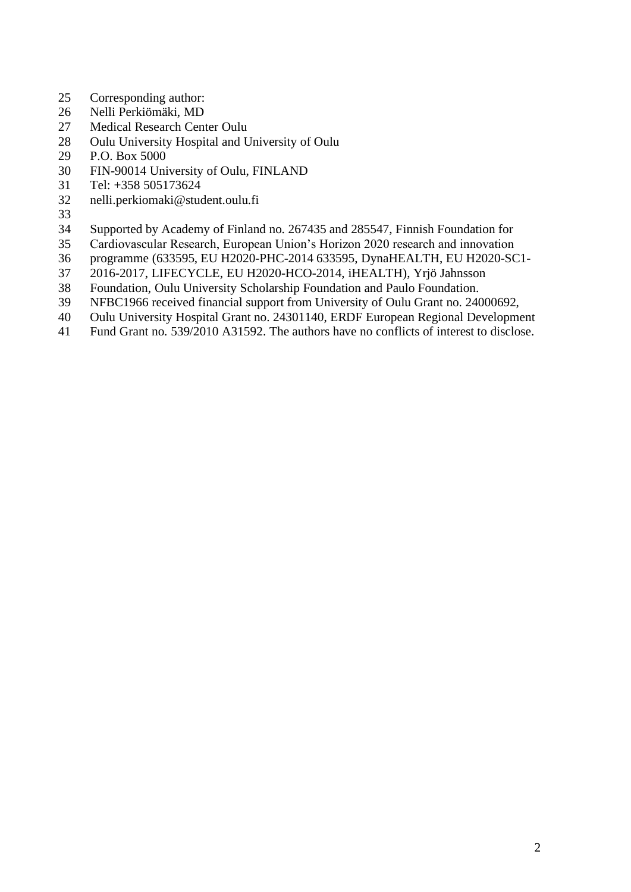Corresponding author:
Nelli Perkiömäki, MD
Medical Research Center Oulu
Oulu University Hospital and University of Oulu
P.O. Box 5000
FIN-90014 University of Oulu, FINLAND
Tel: +358 505173624
nelli.perkiomaki@student.oulu.fi

Supported by Academy of Finland no. 267435 and 285547, Finnish Foundation for Cardiovascular Research, European Union's Horizon 2020 research and innovation programme (633595, EU H2020-PHC-2014 633595, DynaHEALTH, EU H2020-SC1-2016-2017, LIFECYCLE, EU H2020-HCO-2014, iHEALTH), Yrjö Jahnsson Foundation, Oulu University Scholarship Foundation and Paulo Foundation. NFBC1966 received financial support from University of Oulu Grant no. 24000692, Oulu University Hospital Grant no. 24301140, ERDF European Regional Development Fund Grant no. 539/2010 A31592. The authors have no conflicts of interest to disclose.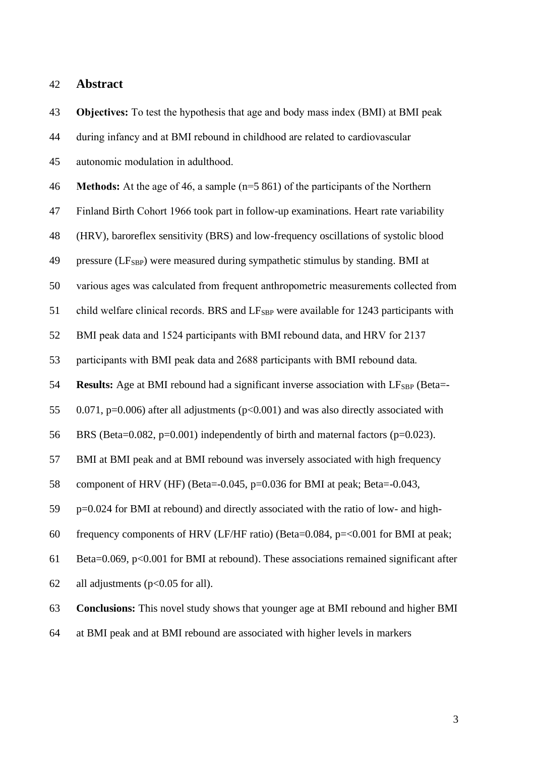## Abstract

**Objectives:** To test the hypothesis that age and body mass index (BMI) at BMI peak during infancy and at BMI rebound in childhood are related to cardiovascular autonomic modulation in adulthood.

**Methods:** At the age of 46, a sample (n=5 861) of the participants of the Northern Finland Birth Cohort 1966 took part in follow-up examinations. Heart rate variability (HRV), baroreflex sensitivity (BRS) and low-frequency oscillations of systolic blood pressure ($LF_{SBP}$) were measured during sympathetic stimulus by standing. BMI at various ages was calculated from frequent anthropometric measurements collected from child welfare clinical records. BRS and $LF_{SBP}$ were available for 1243 participants with BMI peak data and 1524 participants with BMI rebound data, and HRV for 2137 participants with BMI peak data and 2688 participants with BMI rebound data.

**Results:** Age at BMI rebound had a significant inverse association with $LF_{SBP}$ (Beta=-0.071, p=0.006) after all adjustments (p<0.001) and was also directly associated with BRS (Beta=0.082, p=0.001) independently of birth and maternal factors (p=0.023). BMI at BMI peak and at BMI rebound was inversely associated with high frequency component of HRV (HF) (Beta=-0.045, p=0.036 for BMI at peak; Beta=-0.043, p=0.024 for BMI at rebound) and directly associated with the ratio of low- and high-frequency components of HRV (LF/HF ratio) (Beta=0.084, p=<0.001 for BMI at peak; Beta=0.069, p<0.001 for BMI at rebound). These associations remained significant after all adjustments (p<0.05 for all).

**Conclusions:** This novel study shows that younger age at BMI rebound and higher BMI at BMI peak and at BMI rebound are associated with higher levels in markers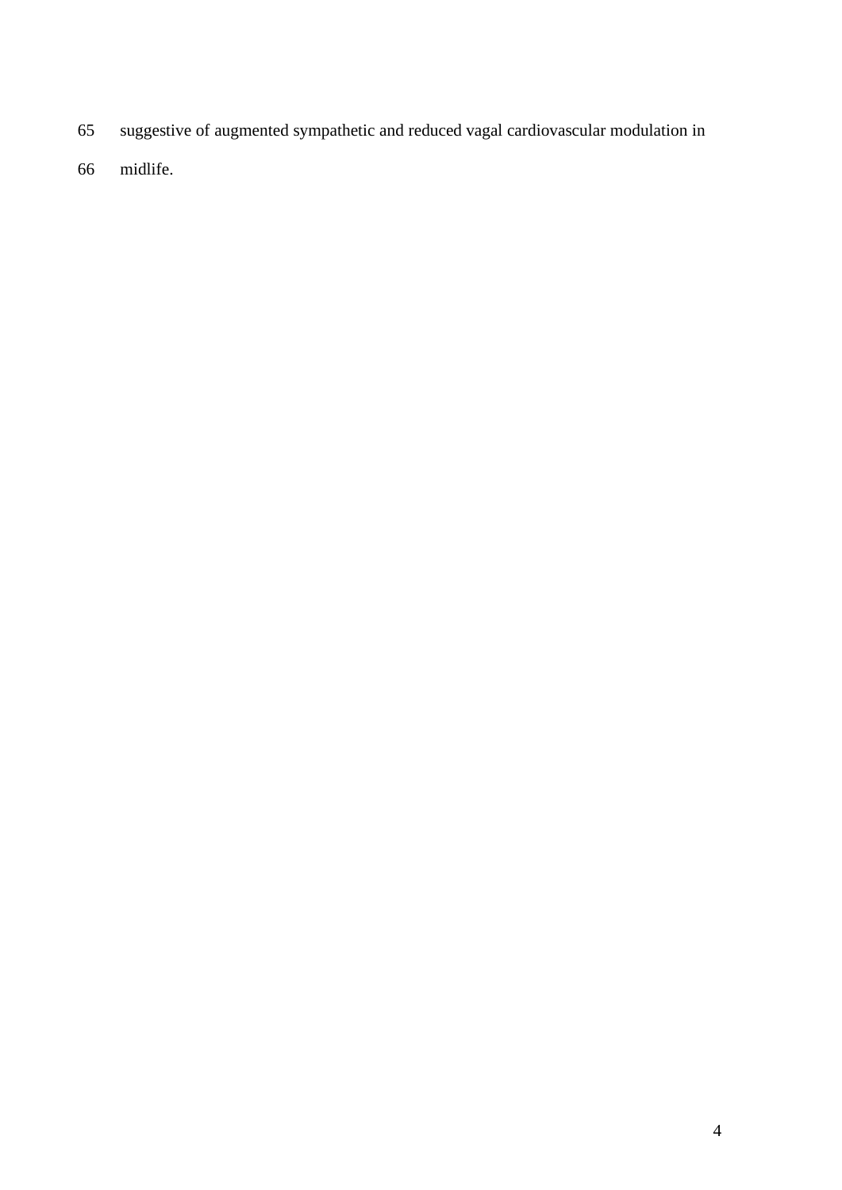suggestive of augmented sympathetic and reduced vagal cardiovascular modulation in midlife.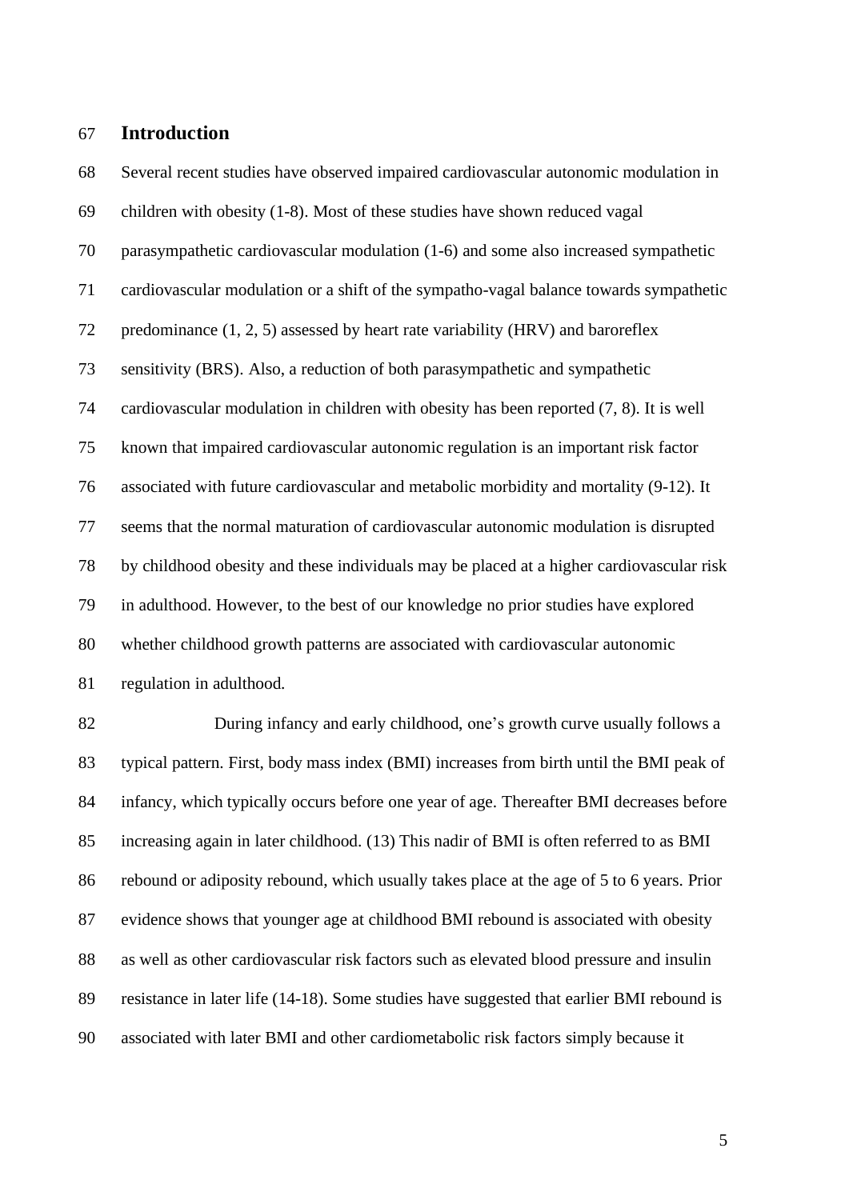## Introduction

Several recent studies have observed impaired cardiovascular autonomic modulation in children with obesity (1-8). Most of these studies have shown reduced vagal parasympathetic cardiovascular modulation (1-6) and some also increased sympathetic cardiovascular modulation or a shift of the sympatho-vagal balance towards sympathetic predominance (1, 2, 5) assessed by heart rate variability (HRV) and baroreflex sensitivity (BRS). Also, a reduction of both parasympathetic and sympathetic cardiovascular modulation in children with obesity has been reported (7, 8). It is well known that impaired cardiovascular autonomic regulation is an important risk factor associated with future cardiovascular and metabolic morbidity and mortality (9-12). It seems that the normal maturation of cardiovascular autonomic modulation is disrupted by childhood obesity and these individuals may be placed at a higher cardiovascular risk in adulthood. However, to the best of our knowledge no prior studies have explored whether childhood growth patterns are associated with cardiovascular autonomic regulation in adulthood.

During infancy and early childhood, one's growth curve usually follows a typical pattern. First, body mass index (BMI) increases from birth until the BMI peak of infancy, which typically occurs before one year of age. Thereafter BMI decreases before increasing again in later childhood. (13) This nadir of BMI is often referred to as BMI rebound or adiposity rebound, which usually takes place at the age of 5 to 6 years. Prior evidence shows that younger age at childhood BMI rebound is associated with obesity as well as other cardiovascular risk factors such as elevated blood pressure and insulin resistance in later life (14-18). Some studies have suggested that earlier BMI rebound is associated with later BMI and other cardiometabolic risk factors simply because it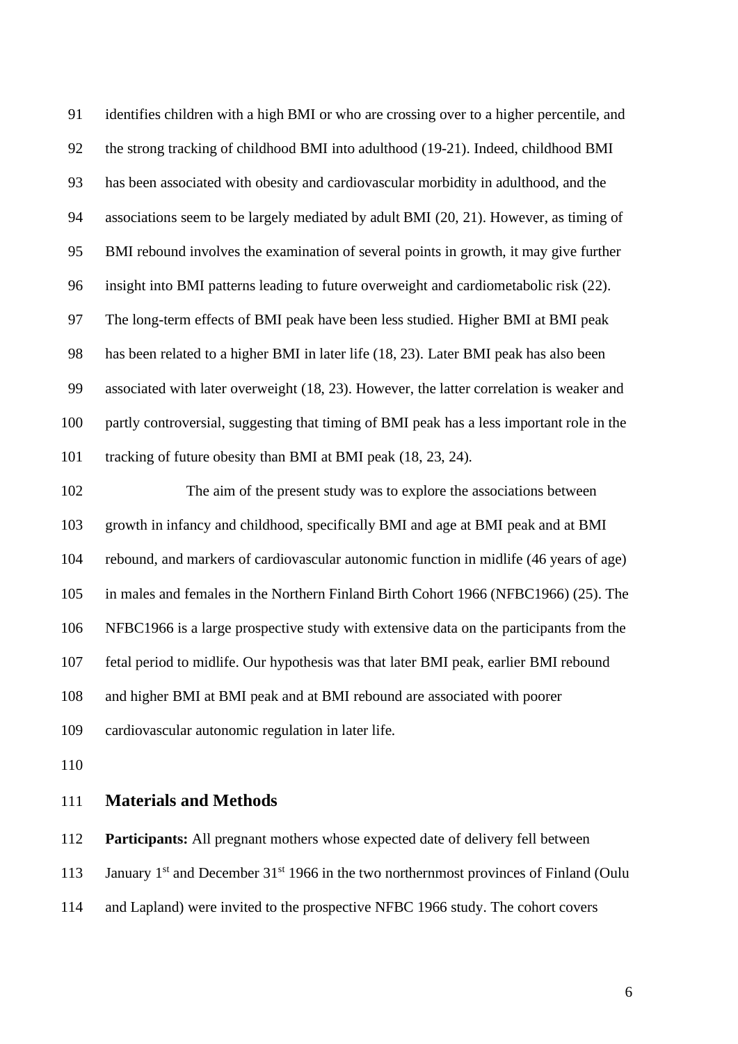identifies children with a high BMI or who are crossing over to a higher percentile, and the strong tracking of childhood BMI into adulthood (19-21). Indeed, childhood BMI has been associated with obesity and cardiovascular morbidity in adulthood, and the associations seem to be largely mediated by adult BMI (20, 21). However, as timing of BMI rebound involves the examination of several points in growth, it may give further insight into BMI patterns leading to future overweight and cardiometabolic risk (22). The long-term effects of BMI peak have been less studied. Higher BMI at BMI peak has been related to a higher BMI in later life (18, 23). Later BMI peak has also been associated with later overweight (18, 23). However, the latter correlation is weaker and partly controversial, suggesting that timing of BMI peak has a less important role in the tracking of future obesity than BMI at BMI peak (18, 23, 24).

The aim of the present study was to explore the associations between growth in infancy and childhood, specifically BMI and age at BMI peak and at BMI rebound, and markers of cardiovascular autonomic function in midlife (46 years of age) in males and females in the Northern Finland Birth Cohort 1966 (NFBC1966) (25). The NFBC1966 is a large prospective study with extensive data on the participants from the fetal period to midlife. Our hypothesis was that later BMI peak, earlier BMI rebound and higher BMI at BMI peak and at BMI rebound are associated with poorer cardiovascular autonomic regulation in later life.

## Materials and Methods

**Participants:** All pregnant mothers whose expected date of delivery fell between January 1st and December 31st 1966 in the two northernmost provinces of Finland (Oulu and Lapland) were invited to the prospective NFBC 1966 study. The cohort covers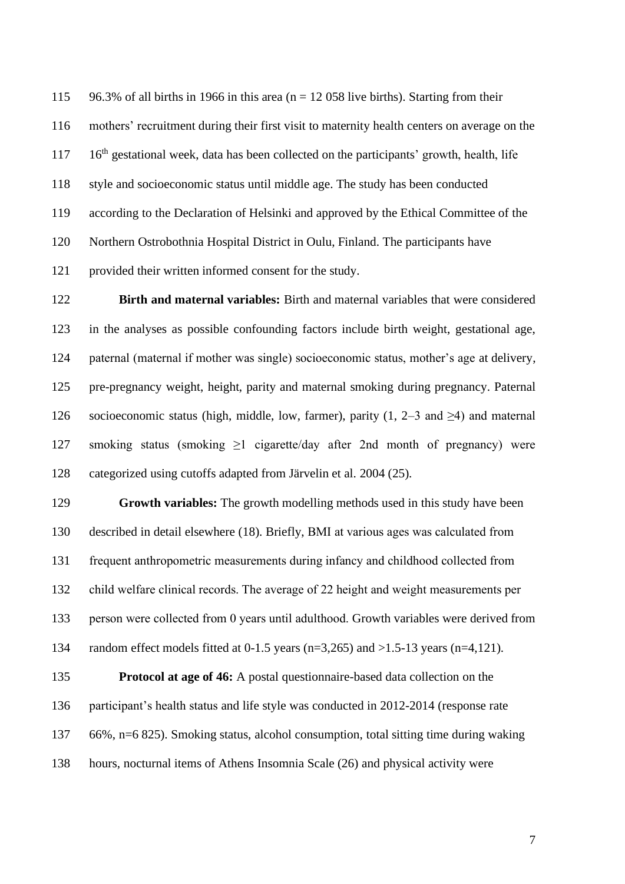96.3% of all births in 1966 in this area (n = 12 058 live births). Starting from their mothers' recruitment during their first visit to maternity health centers on average on the 16th gestational week, data has been collected on the participants' growth, health, life style and socioeconomic status until middle age. The study has been conducted according to the Declaration of Helsinki and approved by the Ethical Committee of the Northern Ostrobothnia Hospital District in Oulu, Finland. The participants have provided their written informed consent for the study.

**Birth and maternal variables:** Birth and maternal variables that were considered in the analyses as possible confounding factors include birth weight, gestational age, paternal (maternal if mother was single) socioeconomic status, mother's age at delivery, pre-pregnancy weight, height, parity and maternal smoking during pregnancy. Paternal socioeconomic status (high, middle, low, farmer), parity (1, 2–3 and ≥4) and maternal smoking status (smoking ≥1 cigarette/day after 2nd month of pregnancy) were categorized using cutoffs adapted from Järvelin et al. 2004 (25).

**Growth variables:** The growth modelling methods used in this study have been described in detail elsewhere (18). Briefly, BMI at various ages was calculated from frequent anthropometric measurements during infancy and childhood collected from child welfare clinical records. The average of 22 height and weight measurements per person were collected from 0 years until adulthood. Growth variables were derived from random effect models fitted at 0-1.5 years (n=3,265) and >1.5-13 years (n=4,121).

**Protocol at age of 46:** A postal questionnaire-based data collection on the participant's health status and life style was conducted in 2012-2014 (response rate 66%, n=6 825). Smoking status, alcohol consumption, total sitting time during waking hours, nocturnal items of Athens Insomnia Scale (26) and physical activity were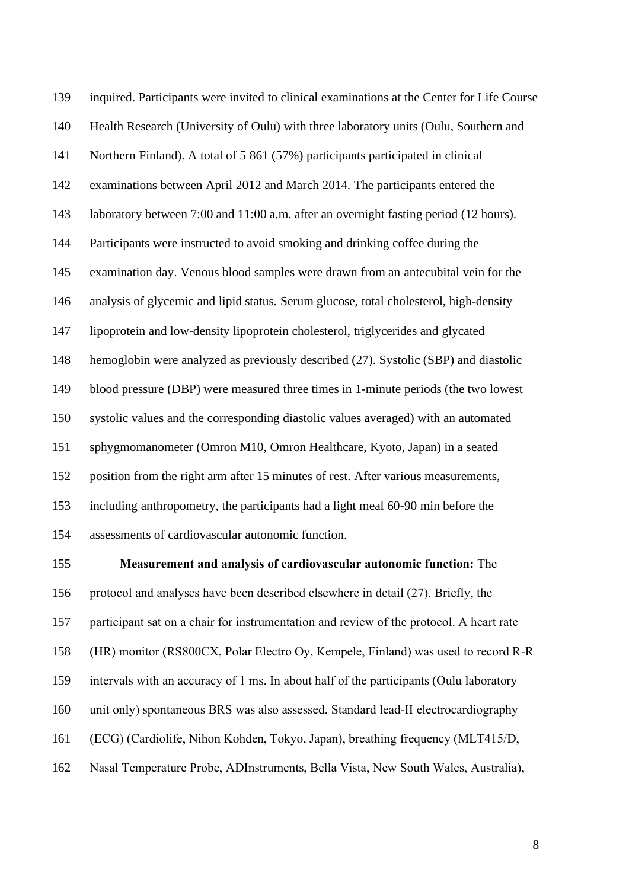inquired. Participants were invited to clinical examinations at the Center for Life Course Health Research (University of Oulu) with three laboratory units (Oulu, Southern and Northern Finland). A total of 5 861 (57%) participants participated in clinical examinations between April 2012 and March 2014. The participants entered the laboratory between 7:00 and 11:00 a.m. after an overnight fasting period (12 hours). Participants were instructed to avoid smoking and drinking coffee during the examination day. Venous blood samples were drawn from an antecubital vein for the analysis of glycemic and lipid status. Serum glucose, total cholesterol, high-density lipoprotein and low-density lipoprotein cholesterol, triglycerides and glycated hemoglobin were analyzed as previously described (27). Systolic (SBP) and diastolic blood pressure (DBP) were measured three times in 1-minute periods (the two lowest systolic values and the corresponding diastolic values averaged) with an automated sphygmomanometer (Omron M10, Omron Healthcare, Kyoto, Japan) in a seated position from the right arm after 15 minutes of rest. After various measurements, including anthropometry, the participants had a light meal 60-90 min before the assessments of cardiovascular autonomic function.

**Measurement and analysis of cardiovascular autonomic function:** The protocol and analyses have been described elsewhere in detail (27). Briefly, the participant sat on a chair for instrumentation and review of the protocol. A heart rate (HR) monitor (RS800CX, Polar Electro Oy, Kempele, Finland) was used to record R-R intervals with an accuracy of 1 ms. In about half of the participants (Oulu laboratory unit only) spontaneous BRS was also assessed. Standard lead-II electrocardiography (ECG) (Cardiolife, Nihon Kohden, Tokyo, Japan), breathing frequency (MLT415/D, Nasal Temperature Probe, ADInstruments, Bella Vista, New South Wales, Australia),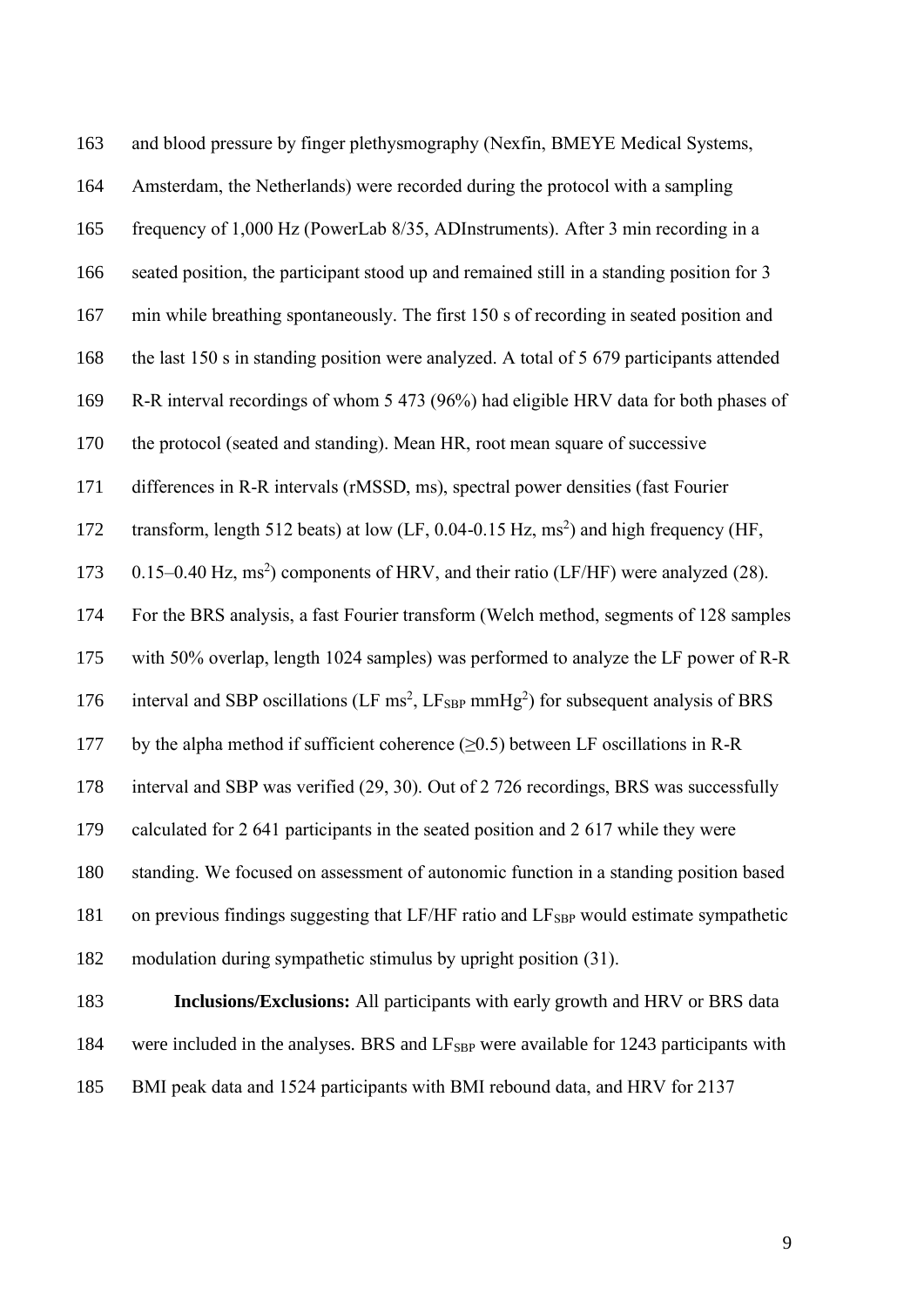and blood pressure by finger plethysmography (Nexfin, BMEYE Medical Systems, Amsterdam, the Netherlands) were recorded during the protocol with a sampling frequency of 1,000 Hz (PowerLab 8/35, ADInstruments). After 3 min recording in a seated position, the participant stood up and remained still in a standing position for 3 min while breathing spontaneously. The first 150 s of recording in seated position and the last 150 s in standing position were analyzed. A total of 5 679 participants attended R-R interval recordings of whom 5 473 (96%) had eligible HRV data for both phases of the protocol (seated and standing). Mean HR, root mean square of successive differences in R-R intervals (rMSSD, ms), spectral power densities (fast Fourier transform, length 512 beats) at low (LF, 0.04-0.15 Hz, $ms^2$) and high frequency (HF, 0.15–0.40 Hz, $ms^2$) components of HRV, and their ratio (LF/HF) were analyzed (28). For the BRS analysis, a fast Fourier transform (Welch method, segments of 128 samples with 50% overlap, length 1024 samples) was performed to analyze the LF power of R-R interval and SBP oscillations (LF $ms^2$, $LF_{SBP}$ $mmHg^2$) for subsequent analysis of BRS by the alpha method if sufficient coherence ($\geq$0.5) between LF oscillations in R-R interval and SBP was verified (29, 30). Out of 2 726 recordings, BRS was successfully calculated for 2 641 participants in the seated position and 2 617 while they were standing. We focused on assessment of autonomic function in a standing position based on previous findings suggesting that LF/HF ratio and $LF_{SBP}$ would estimate sympathetic modulation during sympathetic stimulus by upright position (31).

**Inclusions/Exclusions:** All participants with early growth and HRV or BRS data were included in the analyses. BRS and $LF_{SBP}$ were available for 1243 participants with BMI peak data and 1524 participants with BMI rebound data, and HRV for 2137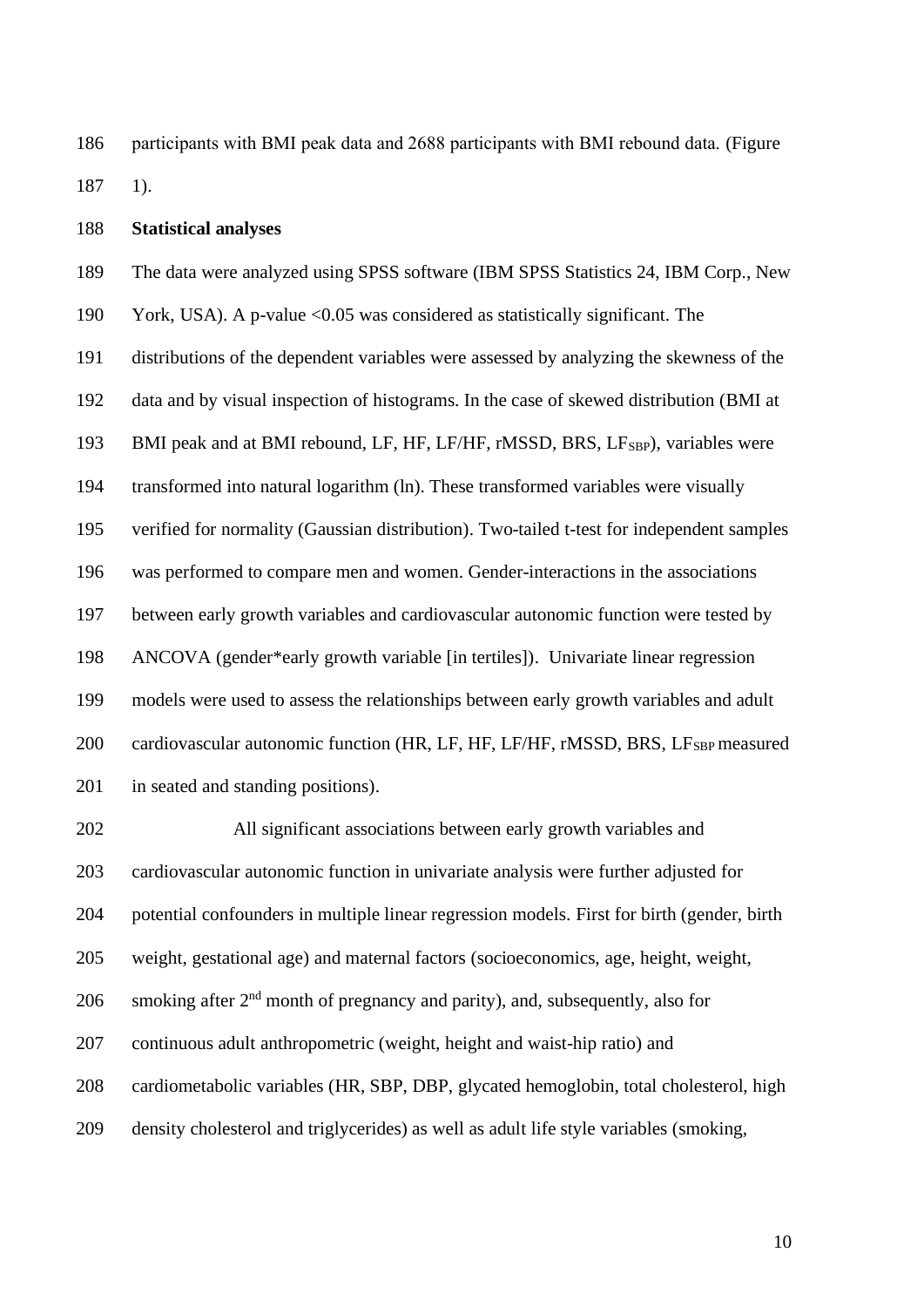participants with BMI peak data and 2688 participants with BMI rebound data. (Figure 1).

**Statistical analyses**

The data were analyzed using SPSS software (IBM SPSS Statistics 24, IBM Corp., New York, USA). A p-value <0.05 was considered as statistically significant. The distributions of the dependent variables were assessed by analyzing the skewness of the data and by visual inspection of histograms. In the case of skewed distribution (BMI at BMI peak and at BMI rebound, LF, HF, LF/HF, rMSSD, BRS, $LF_{SBP}$), variables were transformed into natural logarithm (ln). These transformed variables were visually verified for normality (Gaussian distribution). Two-tailed t-test for independent samples was performed to compare men and women. Gender-interactions in the associations between early growth variables and cardiovascular autonomic function were tested by ANCOVA (gender*early growth variable [in tertiles]). Univariate linear regression models were used to assess the relationships between early growth variables and adult cardiovascular autonomic function (HR, LF, HF, LF/HF, rMSSD, BRS, $LF_{SBP}$ measured in seated and standing positions).

All significant associations between early growth variables and cardiovascular autonomic function in univariate analysis were further adjusted for potential confounders in multiple linear regression models. First for birth (gender, birth weight, gestational age) and maternal factors (socioeconomics, age, height, weight, smoking after $2^{nd}$ month of pregnancy and parity), and, subsequently, also for continuous adult anthropometric (weight, height and waist-hip ratio) and cardiometabolic variables (HR, SBP, DBP, glycated hemoglobin, total cholesterol, high density cholesterol and triglycerides) as well as adult life style variables (smoking,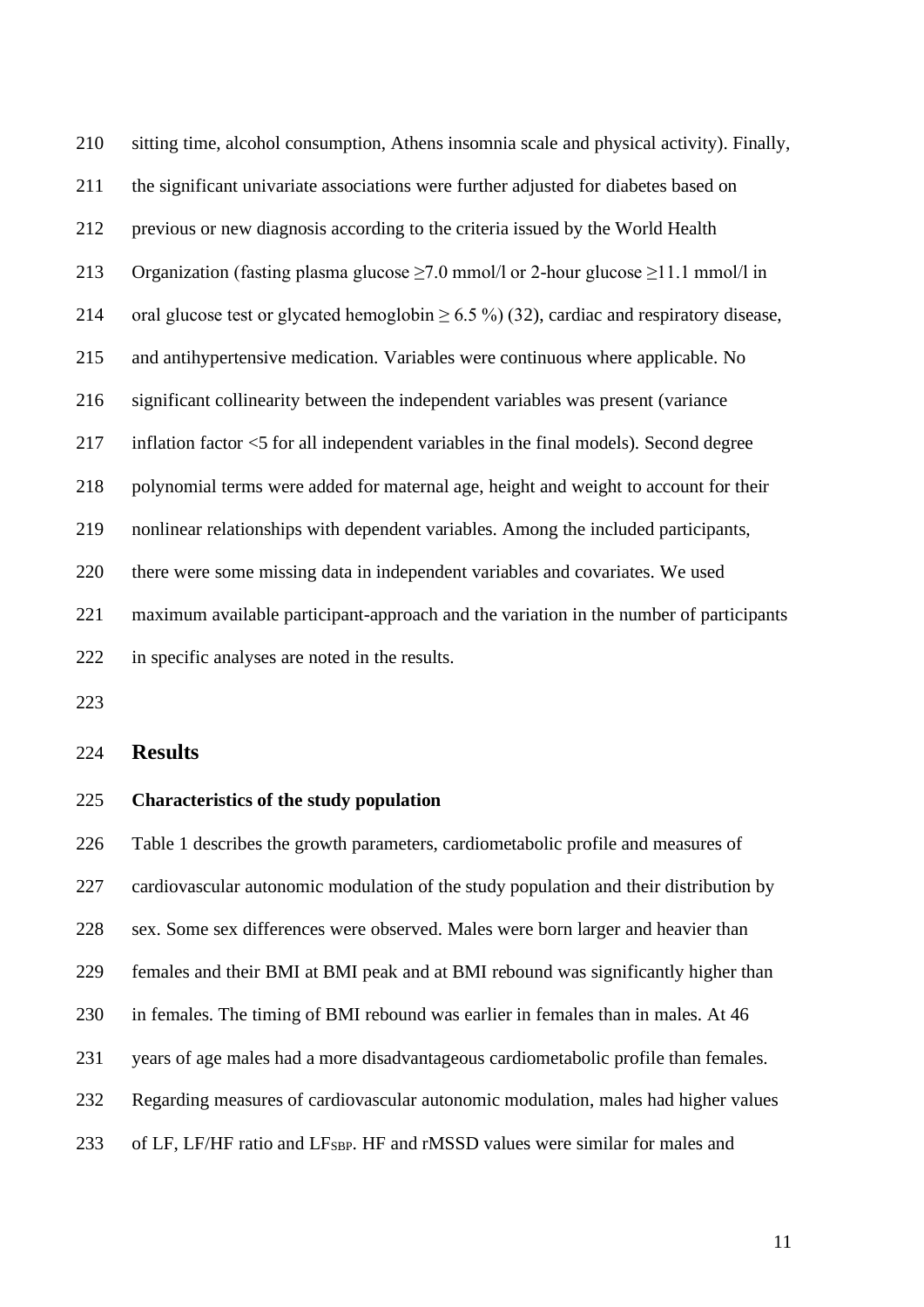sitting time, alcohol consumption, Athens insomnia scale and physical activity). Finally, the significant univariate associations were further adjusted for diabetes based on previous or new diagnosis according to the criteria issued by the World Health Organization (fasting plasma glucose $\geq$7.0 mmol/l or 2-hour glucose $\geq$11.1 mmol/l in oral glucose test or glycated hemoglobin $\geq$ 6.5 %) (32), cardiac and respiratory disease, and antihypertensive medication. Variables were continuous where applicable. No significant collinearity between the independent variables was present (variance inflation factor <5 for all independent variables in the final models). Second degree polynomial terms were added for maternal age, height and weight to account for their nonlinear relationships with dependent variables. Among the included participants, there were some missing data in independent variables and covariates. We used maximum available participant-approach and the variation in the number of participants in specific analyses are noted in the results.

## Results

### Characteristics of the study population

Table 1 describes the growth parameters, cardiometabolic profile and measures of cardiovascular autonomic modulation of the study population and their distribution by sex. Some sex differences were observed. Males were born larger and heavier than females and their BMI at BMI peak and at BMI rebound was significantly higher than in females. The timing of BMI rebound was earlier in females than in males. At 46 years of age males had a more disadvantageous cardiometabolic profile than females. Regarding measures of cardiovascular autonomic modulation, males had higher values of LF, LF/HF ratio and $LF_{SBP}$. HF and rMSSD values were similar for males and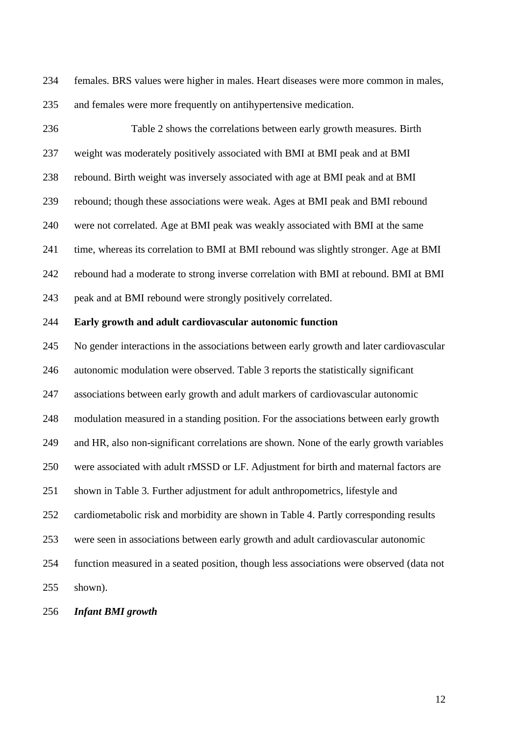females. BRS values were higher in males. Heart diseases were more common in males, and females were more frequently on antihypertensive medication.

Table 2 shows the correlations between early growth measures. Birth weight was moderately positively associated with BMI at BMI peak and at BMI rebound. Birth weight was inversely associated with age at BMI peak and at BMI rebound; though these associations were weak. Ages at BMI peak and BMI rebound were not correlated. Age at BMI peak was weakly associated with BMI at the same time, whereas its correlation to BMI at BMI rebound was slightly stronger. Age at BMI rebound had a moderate to strong inverse correlation with BMI at rebound. BMI at BMI peak and at BMI rebound were strongly positively correlated.

**Early growth and adult cardiovascular autonomic function**

No gender interactions in the associations between early growth and later cardiovascular autonomic modulation were observed. Table 3 reports the statistically significant associations between early growth and adult markers of cardiovascular autonomic modulation measured in a standing position. For the associations between early growth and HR, also non-significant correlations are shown. None of the early growth variables were associated with adult rMSSD or LF. Adjustment for birth and maternal factors are shown in Table 3. Further adjustment for adult anthropometrics, lifestyle and cardiometabolic risk and morbidity are shown in Table 4. Partly corresponding results were seen in associations between early growth and adult cardiovascular autonomic function measured in a seated position, though less associations were observed (data not shown).

***Infant BMI growth***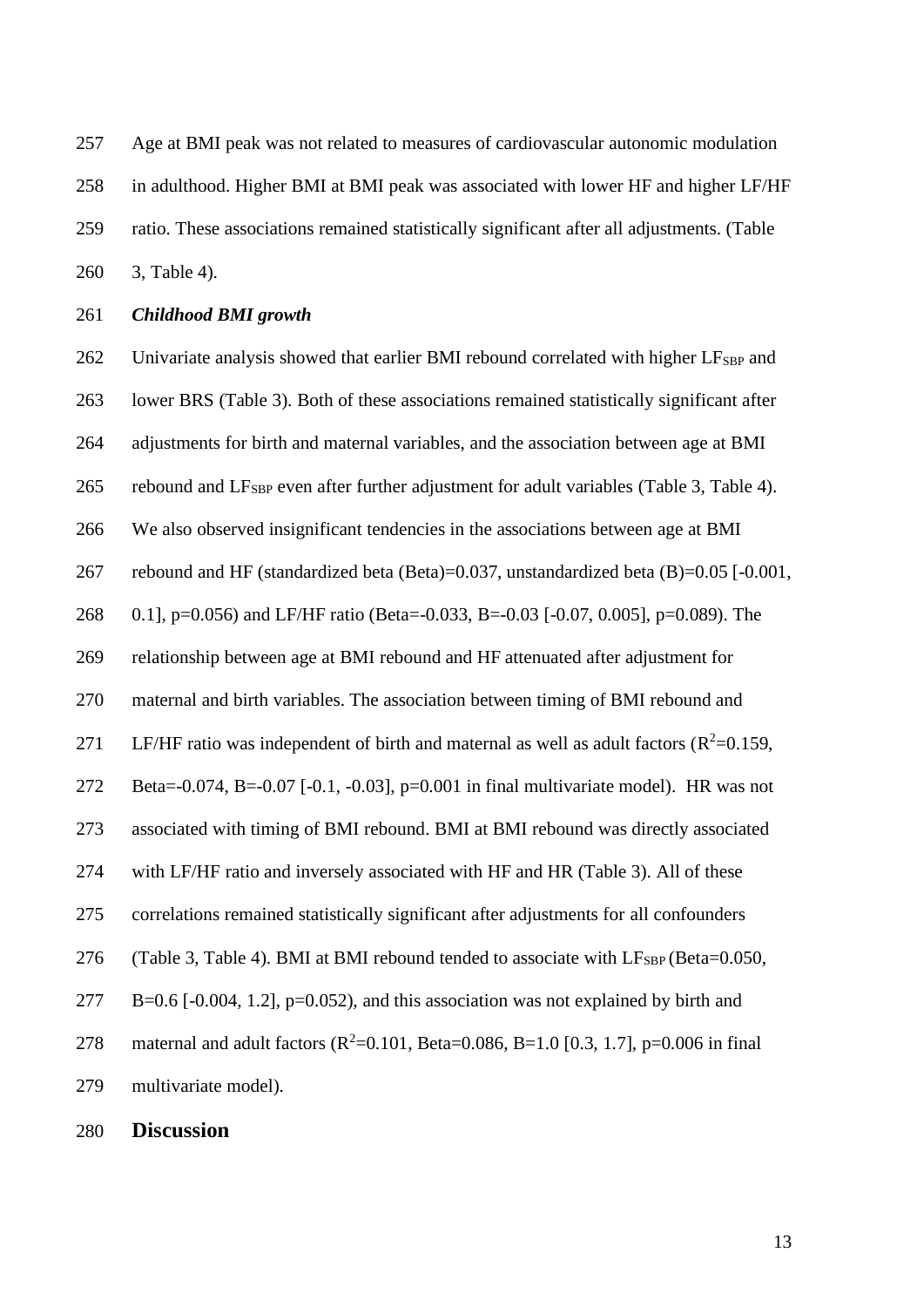Age at BMI peak was not related to measures of cardiovascular autonomic modulation in adulthood. Higher BMI at BMI peak was associated with lower HF and higher LF/HF ratio. These associations remained statistically significant after all adjustments. (Table 3, Table 4).

***Childhood BMI growth***

Univariate analysis showed that earlier BMI rebound correlated with higher $LF_{SBP}$ and lower BRS (Table 3). Both of these associations remained statistically significant after adjustments for birth and maternal variables, and the association between age at BMI rebound and $LF_{SBP}$ even after further adjustment for adult variables (Table 3, Table 4). We also observed insignificant tendencies in the associations between age at BMI rebound and HF (standardized beta (Beta)=0.037, unstandardized beta (B)=0.05 [-0.001, 0.1], p=0.056) and LF/HF ratio (Beta=-0.033, B=-0.03 [-0.07, 0.005], p=0.089). The relationship between age at BMI rebound and HF attenuated after adjustment for maternal and birth variables. The association between timing of BMI rebound and LF/HF ratio was independent of birth and maternal as well as adult factors ($R^2$=0.159, Beta=-0.074, B=-0.07 [-0.1, -0.03], p=0.001 in final multivariate model). HR was not associated with timing of BMI rebound. BMI at BMI rebound was directly associated with LF/HF ratio and inversely associated with HF and HR (Table 3). All of these correlations remained statistically significant after adjustments for all confounders (Table 3, Table 4). BMI at BMI rebound tended to associate with $LF_{SBP}$ (Beta=0.050, B=0.6 [-0.004, 1.2], p=0.052), and this association was not explained by birth and maternal and adult factors ($R^2$=0.101, Beta=0.086, B=1.0 [0.3, 1.7], p=0.006 in final multivariate model).

## Discussion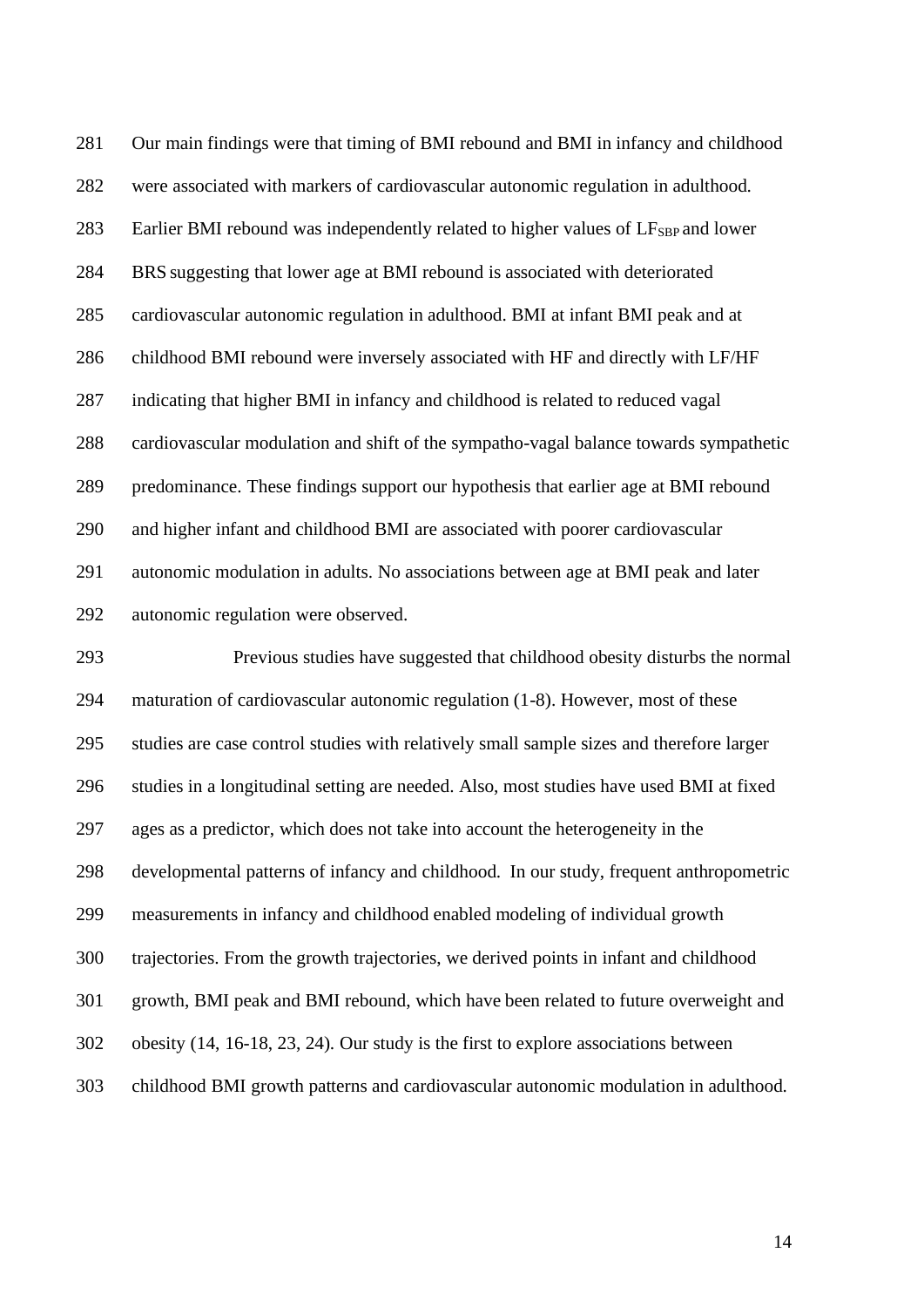Our main findings were that timing of BMI rebound and BMI in infancy and childhood were associated with markers of cardiovascular autonomic regulation in adulthood. Earlier BMI rebound was independently related to higher values of $LF_{SBP}$ and lower BRS suggesting that lower age at BMI rebound is associated with deteriorated cardiovascular autonomic regulation in adulthood. BMI at infant BMI peak and at childhood BMI rebound were inversely associated with HF and directly with LF/HF indicating that higher BMI in infancy and childhood is related to reduced vagal cardiovascular modulation and shift of the sympatho-vagal balance towards sympathetic predominance. These findings support our hypothesis that earlier age at BMI rebound and higher infant and childhood BMI are associated with poorer cardiovascular autonomic modulation in adults. No associations between age at BMI peak and later autonomic regulation were observed.

Previous studies have suggested that childhood obesity disturbs the normal maturation of cardiovascular autonomic regulation (1-8). However, most of these studies are case control studies with relatively small sample sizes and therefore larger studies in a longitudinal setting are needed. Also, most studies have used BMI at fixed ages as a predictor, which does not take into account the heterogeneity in the developmental patterns of infancy and childhood. In our study, frequent anthropometric measurements in infancy and childhood enabled modeling of individual growth trajectories. From the growth trajectories, we derived points in infant and childhood growth, BMI peak and BMI rebound, which have been related to future overweight and obesity (14, 16-18, 23, 24). Our study is the first to explore associations between childhood BMI growth patterns and cardiovascular autonomic modulation in adulthood.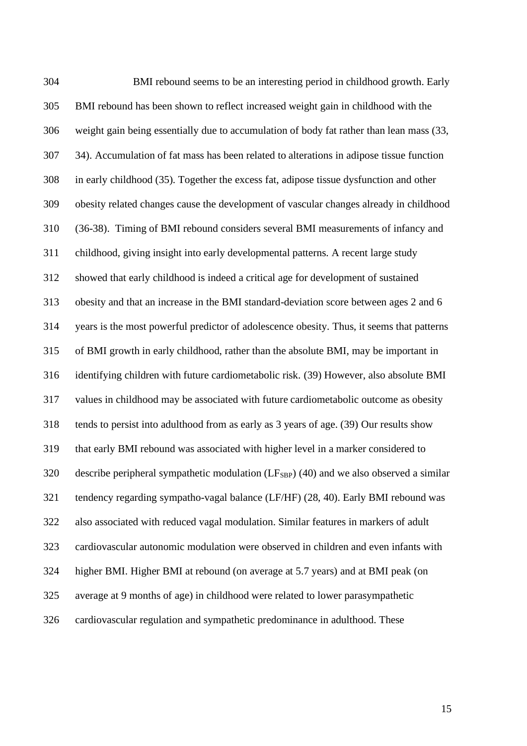BMI rebound seems to be an interesting period in childhood growth. Early BMI rebound has been shown to reflect increased weight gain in childhood with the weight gain being essentially due to accumulation of body fat rather than lean mass (33, 34). Accumulation of fat mass has been related to alterations in adipose tissue function in early childhood (35). Together the excess fat, adipose tissue dysfunction and other obesity related changes cause the development of vascular changes already in childhood (36-38). Timing of BMI rebound considers several BMI measurements of infancy and childhood, giving insight into early developmental patterns. A recent large study showed that early childhood is indeed a critical age for development of sustained obesity and that an increase in the BMI standard-deviation score between ages 2 and 6 years is the most powerful predictor of adolescence obesity. Thus, it seems that patterns of BMI growth in early childhood, rather than the absolute BMI, may be important in identifying children with future cardiometabolic risk. (39) However, also absolute BMI values in childhood may be associated with future cardiometabolic outcome as obesity tends to persist into adulthood from as early as 3 years of age. (39) Our results show that early BMI rebound was associated with higher level in a marker considered to describe peripheral sympathetic modulation ($LF_{SBP}$) (40) and we also observed a similar tendency regarding sympatho-vagal balance (LF/HF) (28, 40). Early BMI rebound was also associated with reduced vagal modulation. Similar features in markers of adult cardiovascular autonomic modulation were observed in children and even infants with higher BMI. Higher BMI at rebound (on average at 5.7 years) and at BMI peak (on average at 9 months of age) in childhood were related to lower parasympathetic cardiovascular regulation and sympathetic predominance in adulthood. These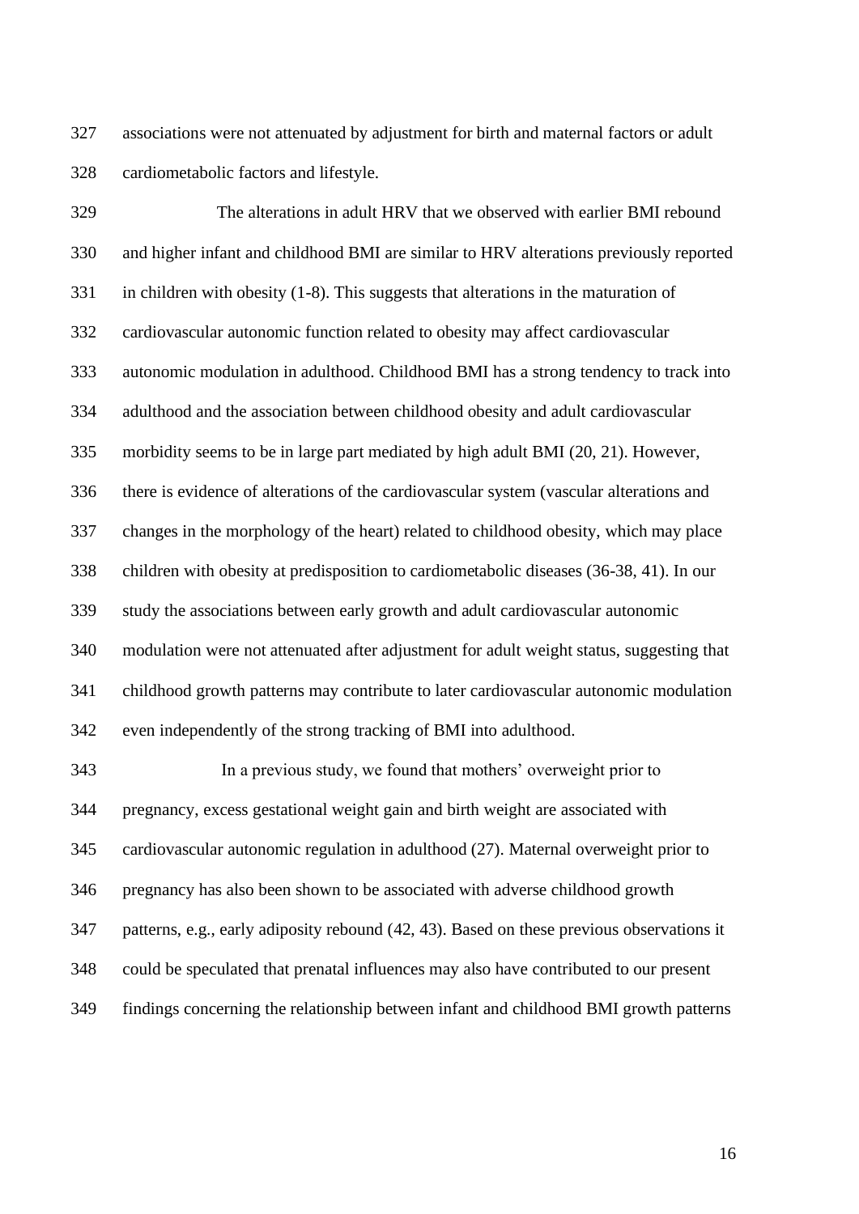associations were not attenuated by adjustment for birth and maternal factors or adult cardiometabolic factors and lifestyle.

The alterations in adult HRV that we observed with earlier BMI rebound and higher infant and childhood BMI are similar to HRV alterations previously reported in children with obesity (1-8). This suggests that alterations in the maturation of cardiovascular autonomic function related to obesity may affect cardiovascular autonomic modulation in adulthood. Childhood BMI has a strong tendency to track into adulthood and the association between childhood obesity and adult cardiovascular morbidity seems to be in large part mediated by high adult BMI (20, 21). However, there is evidence of alterations of the cardiovascular system (vascular alterations and changes in the morphology of the heart) related to childhood obesity, which may place children with obesity at predisposition to cardiometabolic diseases (36-38, 41). In our study the associations between early growth and adult cardiovascular autonomic modulation were not attenuated after adjustment for adult weight status, suggesting that childhood growth patterns may contribute to later cardiovascular autonomic modulation even independently of the strong tracking of BMI into adulthood.

In a previous study, we found that mothers' overweight prior to pregnancy, excess gestational weight gain and birth weight are associated with cardiovascular autonomic regulation in adulthood (27). Maternal overweight prior to pregnancy has also been shown to be associated with adverse childhood growth patterns, e.g., early adiposity rebound (42, 43). Based on these previous observations it could be speculated that prenatal influences may also have contributed to our present findings concerning the relationship between infant and childhood BMI growth patterns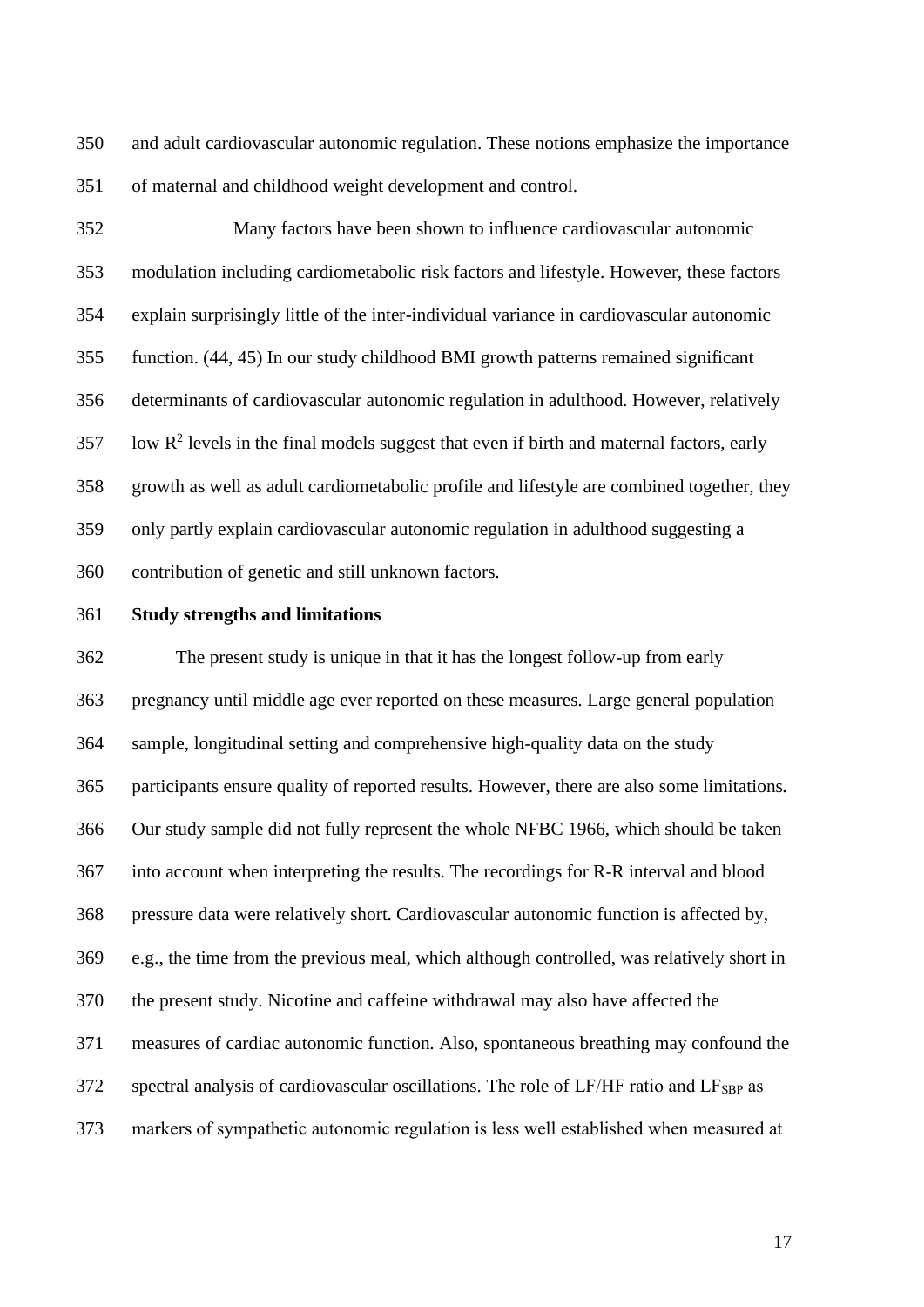and adult cardiovascular autonomic regulation. These notions emphasize the importance of maternal and childhood weight development and control.

Many factors have been shown to influence cardiovascular autonomic modulation including cardiometabolic risk factors and lifestyle. However, these factors explain surprisingly little of the inter-individual variance in cardiovascular autonomic function. (44, 45) In our study childhood BMI growth patterns remained significant determinants of cardiovascular autonomic regulation in adulthood. However, relatively low $R^2$ levels in the final models suggest that even if birth and maternal factors, early growth as well as adult cardiometabolic profile and lifestyle are combined together, they only partly explain cardiovascular autonomic regulation in adulthood suggesting a contribution of genetic and still unknown factors.

**Study strengths and limitations**

The present study is unique in that it has the longest follow-up from early pregnancy until middle age ever reported on these measures. Large general population sample, longitudinal setting and comprehensive high-quality data on the study participants ensure quality of reported results. However, there are also some limitations. Our study sample did not fully represent the whole NFBC 1966, which should be taken into account when interpreting the results. The recordings for R-R interval and blood pressure data were relatively short. Cardiovascular autonomic function is affected by, e.g., the time from the previous meal, which although controlled, was relatively short in the present study. Nicotine and caffeine withdrawal may also have affected the measures of cardiac autonomic function. Also, spontaneous breathing may confound the spectral analysis of cardiovascular oscillations. The role of LF/HF ratio and $LF_{SBP}$ as markers of sympathetic autonomic regulation is less well established when measured at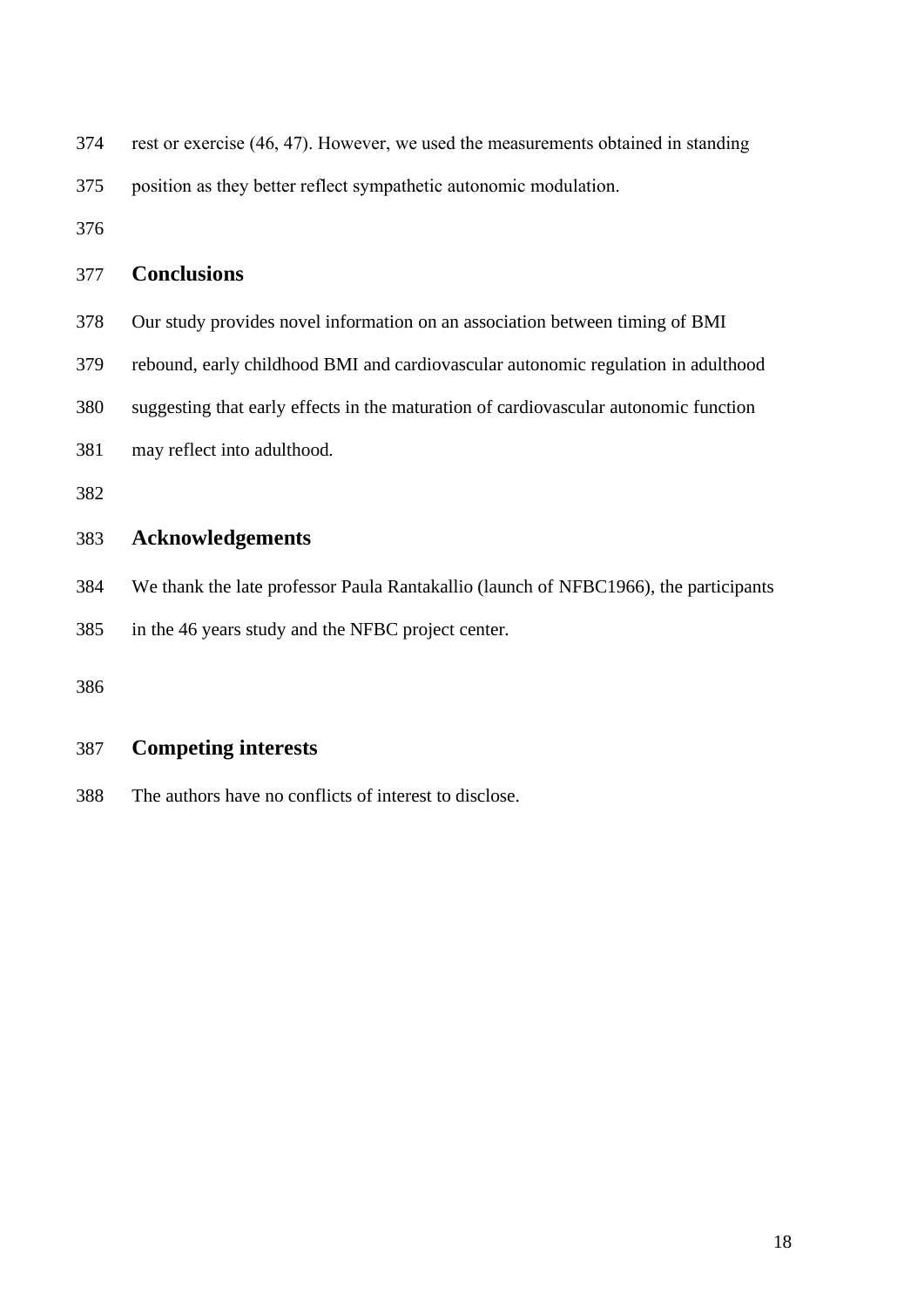rest or exercise (46, 47). However, we used the measurements obtained in standing position as they better reflect sympathetic autonomic modulation.

## Conclusions

Our study provides novel information on an association between timing of BMI rebound, early childhood BMI and cardiovascular autonomic regulation in adulthood suggesting that early effects in the maturation of cardiovascular autonomic function may reflect into adulthood.

## Acknowledgements

We thank the late professor Paula Rantakallio (launch of NFBC1966), the participants in the 46 years study and the NFBC project center.

## Competing interests

The authors have no conflicts of interest to disclose.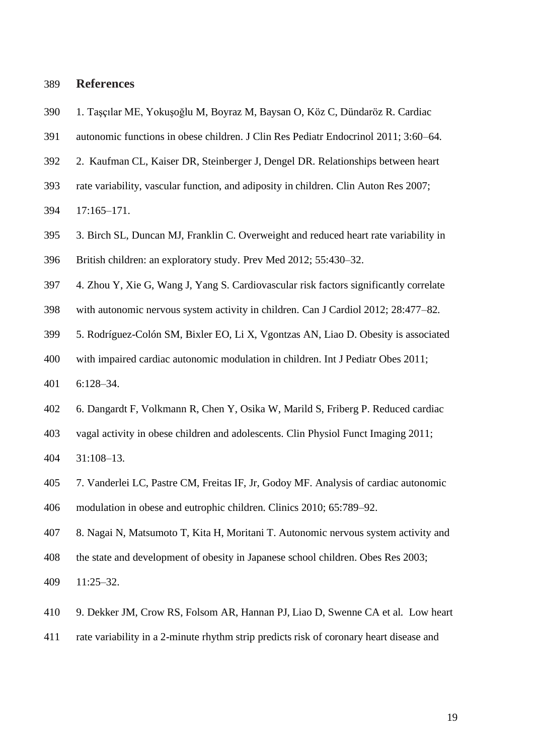## References

1. Taşçılar ME, Yokuşoğlu M, Boyraz M, Baysan O, Köz C, Dündaröz R. Cardiac autonomic functions in obese children. J Clin Res Pediatr Endocrinol 2011; 3:60–64.

2. Kaufman CL, Kaiser DR, Steinberger J, Dengel DR. Relationships between heart rate variability, vascular function, and adiposity in children. Clin Auton Res 2007; 17:165–171.

3. Birch SL, Duncan MJ, Franklin C. Overweight and reduced heart rate variability in British children: an exploratory study. Prev Med 2012; 55:430–32.

4. Zhou Y, Xie G, Wang J, Yang S. Cardiovascular risk factors significantly correlate with autonomic nervous system activity in children. Can J Cardiol 2012; 28:477–82.

5. Rodríguez-Colón SM, Bixler EO, Li X, Vgontzas AN, Liao D. Obesity is associated with impaired cardiac autonomic modulation in children. Int J Pediatr Obes 2011; 6:128–34.

6. Dangardt F, Volkmann R, Chen Y, Osika W, Marild S, Friberg P. Reduced cardiac vagal activity in obese children and adolescents. Clin Physiol Funct Imaging 2011; 31:108–13.

7. Vanderlei LC, Pastre CM, Freitas IF, Jr, Godoy MF. Analysis of cardiac autonomic modulation in obese and eutrophic children. Clinics 2010; 65:789–92.

8. Nagai N, Matsumoto T, Kita H, Moritani T. Autonomic nervous system activity and the state and development of obesity in Japanese school children. Obes Res 2003; 11:25–32.

9. Dekker JM, Crow RS, Folsom AR, Hannan PJ, Liao D, Swenne CA et al. Low heart rate variability in a 2-minute rhythm strip predicts risk of coronary heart disease and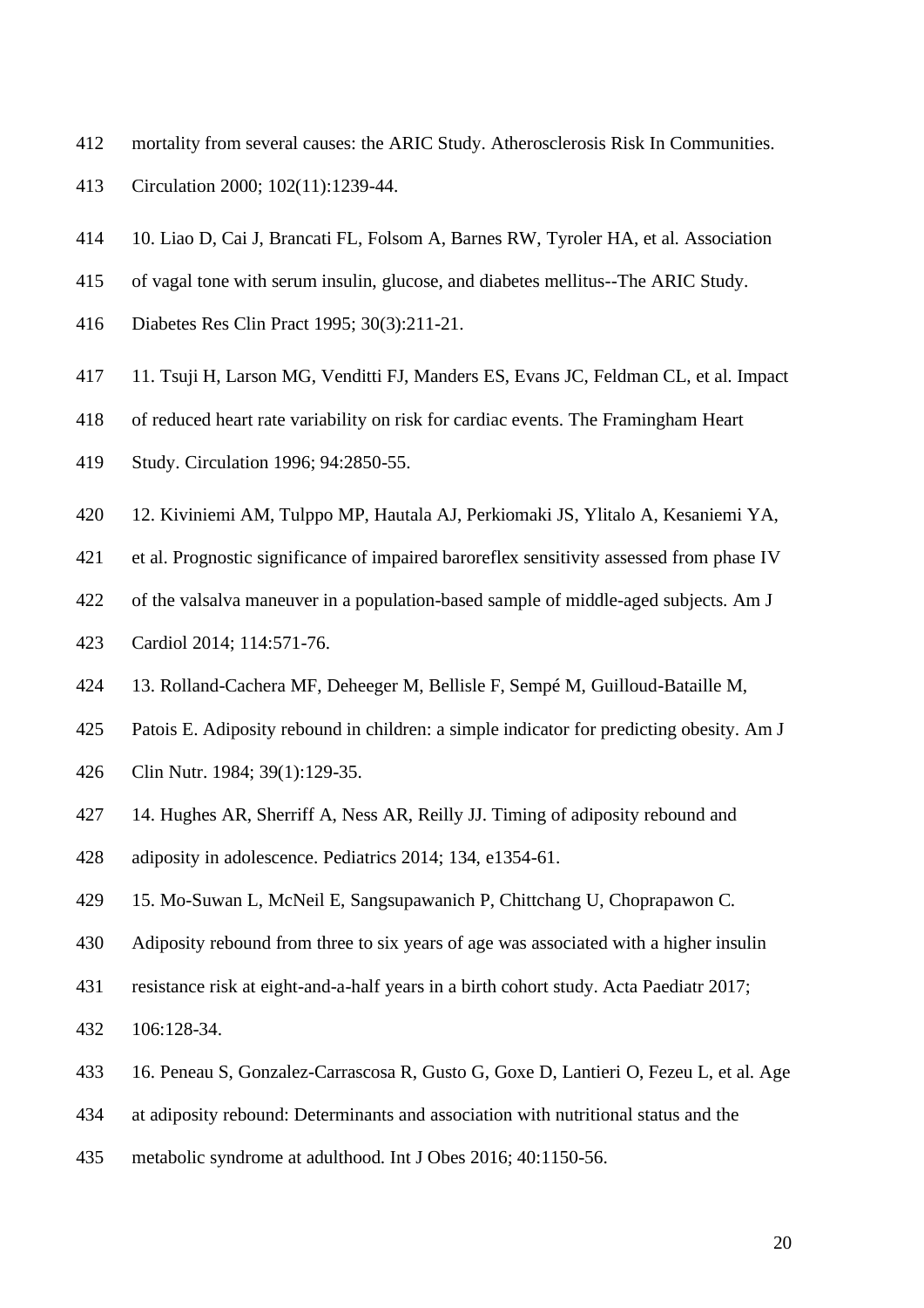mortality from several causes: the ARIC Study. Atherosclerosis Risk In Communities. Circulation 2000; 102(11):1239-44.

10. Liao D, Cai J, Brancati FL, Folsom A, Barnes RW, Tyroler HA, et al. Association of vagal tone with serum insulin, glucose, and diabetes mellitus--The ARIC Study. Diabetes Res Clin Pract 1995; 30(3):211-21.

11. Tsuji H, Larson MG, Venditti FJ, Manders ES, Evans JC, Feldman CL, et al. Impact of reduced heart rate variability on risk for cardiac events. The Framingham Heart Study. Circulation 1996; 94:2850-55.

12. Kiviniemi AM, Tulppo MP, Hautala AJ, Perkiomaki JS, Ylitalo A, Kesaniemi YA, et al. Prognostic significance of impaired baroreflex sensitivity assessed from phase IV of the valsalva maneuver in a population-based sample of middle-aged subjects. Am J Cardiol 2014; 114:571-76.

13. Rolland-Cachera MF, Deheeger M, Bellisle F, Sempé M, Guilloud-Bataille M, Patois E. Adiposity rebound in children: a simple indicator for predicting obesity. Am J Clin Nutr. 1984; 39(1):129-35.

14. Hughes AR, Sherriff A, Ness AR, Reilly JJ. Timing of adiposity rebound and adiposity in adolescence. Pediatrics 2014; 134, e1354-61.

15. Mo-Suwan L, McNeil E, Sangsupawanich P, Chittchang U, Choprapawon C. Adiposity rebound from three to six years of age was associated with a higher insulin resistance risk at eight-and-a-half years in a birth cohort study. Acta Paediatr 2017; 106:128-34.

16. Peneau S, Gonzalez-Carrascosa R, Gusto G, Goxe D, Lantieri O, Fezeu L, et al. Age at adiposity rebound: Determinants and association with nutritional status and the metabolic syndrome at adulthood. Int J Obes 2016; 40:1150-56.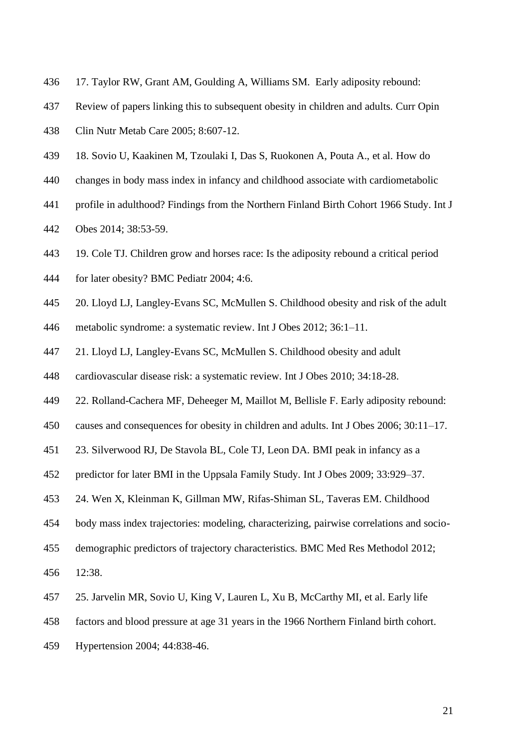17. Taylor RW, Grant AM, Goulding A, Williams SM. Early adiposity rebound: Review of papers linking this to subsequent obesity in children and adults. Curr Opin Clin Nutr Metab Care 2005; 8:607-12.

18. Sovio U, Kaakinen M, Tzoulaki I, Das S, Ruokonen A, Pouta A., et al. How do changes in body mass index in infancy and childhood associate with cardiometabolic profile in adulthood? Findings from the Northern Finland Birth Cohort 1966 Study. Int J Obes 2014; 38:53-59.

19. Cole TJ. Children grow and horses race: Is the adiposity rebound a critical period for later obesity? BMC Pediatr 2004; 4:6.

20. Lloyd LJ, Langley-Evans SC, McMullen S. Childhood obesity and risk of the adult metabolic syndrome: a systematic review. Int J Obes 2012; 36:1–11.

21. Lloyd LJ, Langley-Evans SC, McMullen S. Childhood obesity and adult cardiovascular disease risk: a systematic review. Int J Obes 2010; 34:18-28.

22. Rolland-Cachera MF, Deheeger M, Maillot M, Bellisle F. Early adiposity rebound: causes and consequences for obesity in children and adults. Int J Obes 2006; 30:11–17.

23. Silverwood RJ, De Stavola BL, Cole TJ, Leon DA. BMI peak in infancy as a predictor for later BMI in the Uppsala Family Study. Int J Obes 2009; 33:929–37.

24. Wen X, Kleinman K, Gillman MW, Rifas-Shiman SL, Taveras EM. Childhood body mass index trajectories: modeling, characterizing, pairwise correlations and socio-demographic predictors of trajectory characteristics. BMC Med Res Methodol 2012; 12:38.

25. Jarvelin MR, Sovio U, King V, Lauren L, Xu B, McCarthy MI, et al. Early life factors and blood pressure at age 31 years in the 1966 Northern Finland birth cohort. Hypertension 2004; 44:838-46.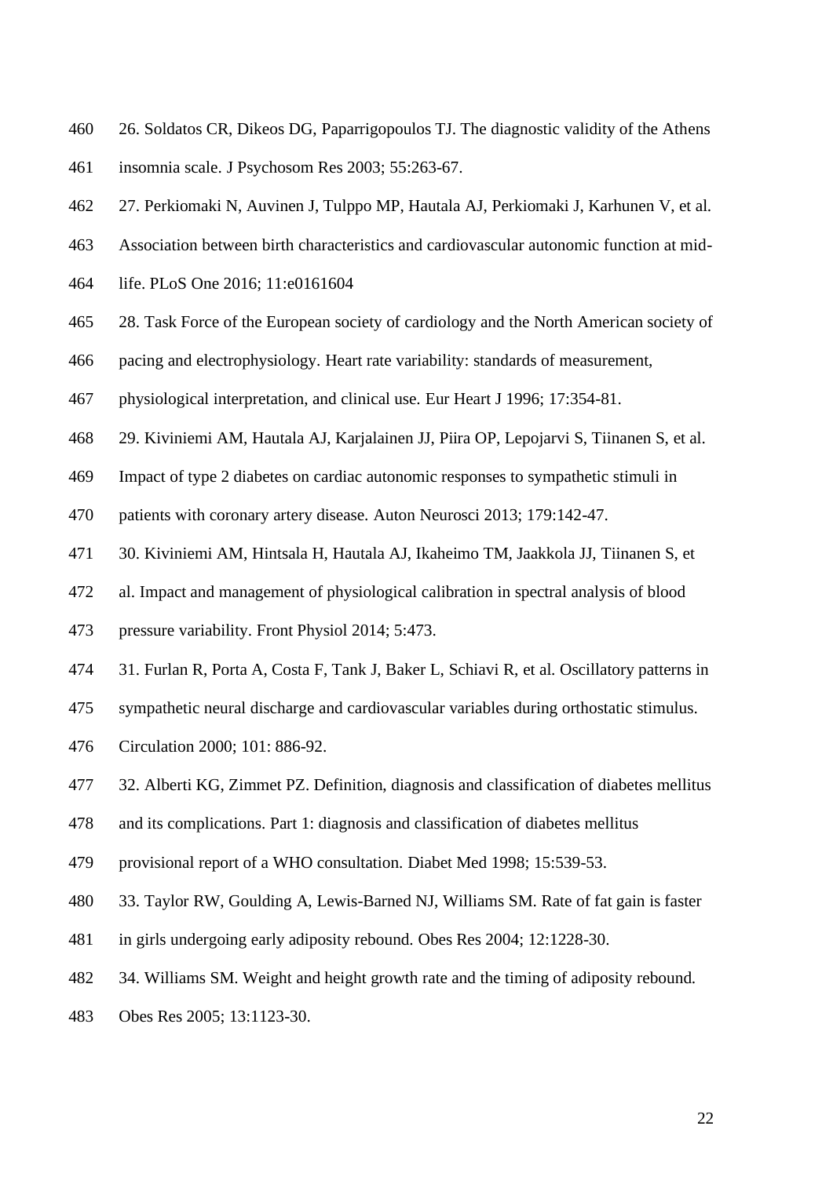26. Soldatos CR, Dikeos DG, Paparrigopoulos TJ. The diagnostic validity of the Athens insomnia scale. J Psychosom Res 2003; 55:263-67.

27. Perkiomaki N, Auvinen J, Tulppo MP, Hautala AJ, Perkiomaki J, Karhunen V, et al. Association between birth characteristics and cardiovascular autonomic function at mid-life. PLoS One 2016; 11:e0161604

28. Task Force of the European society of cardiology and the North American society of pacing and electrophysiology. Heart rate variability: standards of measurement, physiological interpretation, and clinical use. Eur Heart J 1996; 17:354-81.

29. Kiviniemi AM, Hautala AJ, Karjalainen JJ, Piira OP, Lepojarvi S, Tiinanen S, et al. Impact of type 2 diabetes on cardiac autonomic responses to sympathetic stimuli in patients with coronary artery disease. Auton Neurosci 2013; 179:142-47.

30. Kiviniemi AM, Hintsala H, Hautala AJ, Ikaheimo TM, Jaakkola JJ, Tiinanen S, et al. Impact and management of physiological calibration in spectral analysis of blood pressure variability. Front Physiol 2014; 5:473.

31. Furlan R, Porta A, Costa F, Tank J, Baker L, Schiavi R, et al. Oscillatory patterns in sympathetic neural discharge and cardiovascular variables during orthostatic stimulus. Circulation 2000; 101: 886-92.

32. Alberti KG, Zimmet PZ. Definition, diagnosis and classification of diabetes mellitus and its complications. Part 1: diagnosis and classification of diabetes mellitus provisional report of a WHO consultation. Diabet Med 1998; 15:539-53.

33. Taylor RW, Goulding A, Lewis-Barned NJ, Williams SM. Rate of fat gain is faster in girls undergoing early adiposity rebound. Obes Res 2004; 12:1228-30.

34. Williams SM. Weight and height growth rate and the timing of adiposity rebound. Obes Res 2005; 13:1123-30.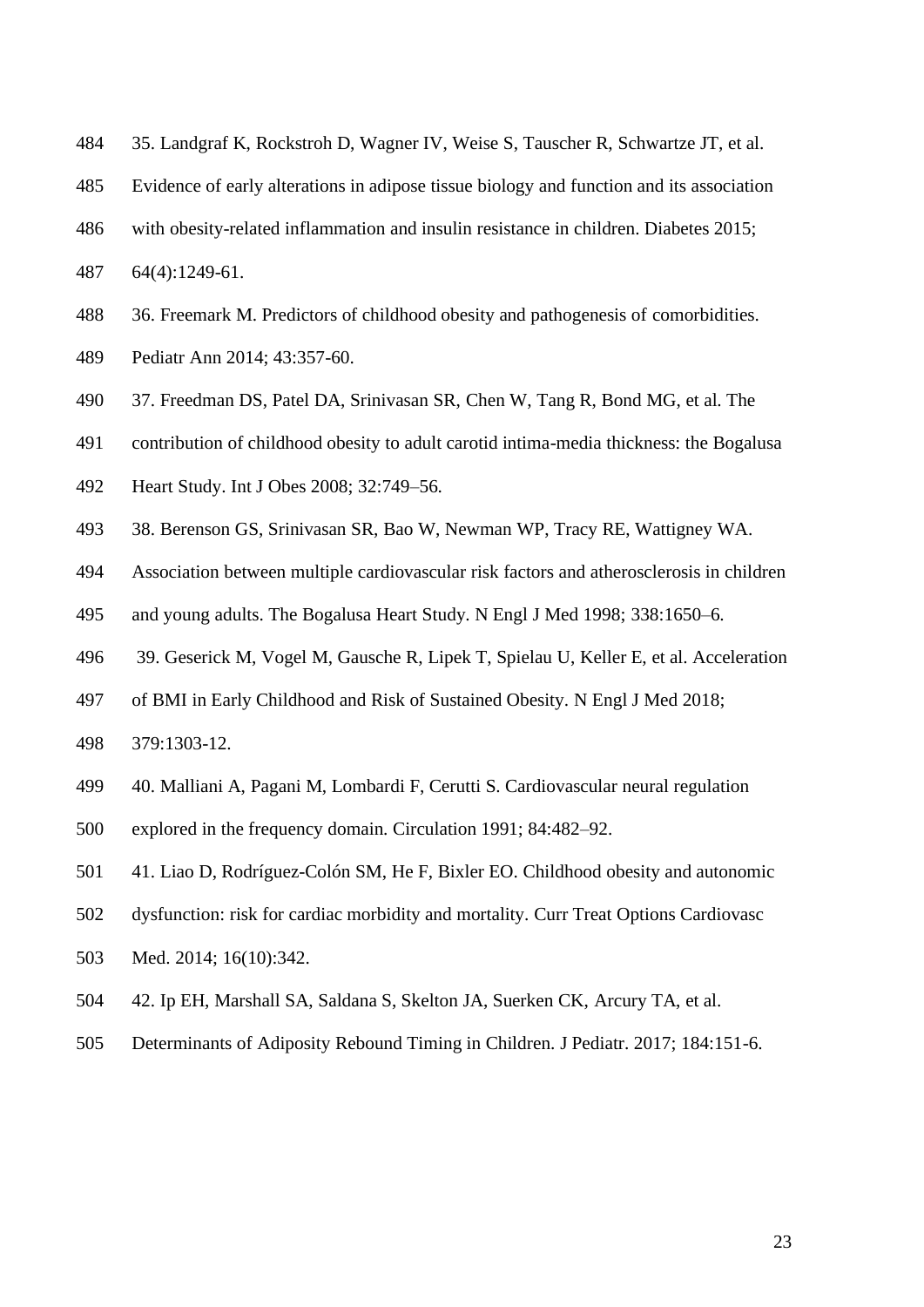35. Landgraf K, Rockstroh D, Wagner IV, Weise S, Tauscher R, Schwartze JT, et al. Evidence of early alterations in adipose tissue biology and function and its association with obesity-related inflammation and insulin resistance in children. Diabetes 2015; 64(4):1249-61.

36. Freemark M. Predictors of childhood obesity and pathogenesis of comorbidities. Pediatr Ann 2014; 43:357-60.

37. Freedman DS, Patel DA, Srinivasan SR, Chen W, Tang R, Bond MG, et al. The contribution of childhood obesity to adult carotid intima-media thickness: the Bogalusa Heart Study. Int J Obes 2008; 32:749–56.

38. Berenson GS, Srinivasan SR, Bao W, Newman WP, Tracy RE, Wattigney WA. Association between multiple cardiovascular risk factors and atherosclerosis in children and young adults. The Bogalusa Heart Study. N Engl J Med 1998; 338:1650–6.

39. Geserick M, Vogel M, Gausche R, Lipek T, Spielau U, Keller E, et al. Acceleration of BMI in Early Childhood and Risk of Sustained Obesity. N Engl J Med 2018; 379:1303-12.

40. Malliani A, Pagani M, Lombardi F, Cerutti S. Cardiovascular neural regulation explored in the frequency domain. Circulation 1991; 84:482–92.

41. Liao D, Rodríguez-Colón SM, He F, Bixler EO. Childhood obesity and autonomic dysfunction: risk for cardiac morbidity and mortality. Curr Treat Options Cardiovasc Med. 2014; 16(10):342.

42. Ip EH, Marshall SA, Saldana S, Skelton JA, Suerken CK, Arcury TA, et al. Determinants of Adiposity Rebound Timing in Children. J Pediatr. 2017; 184:151-6.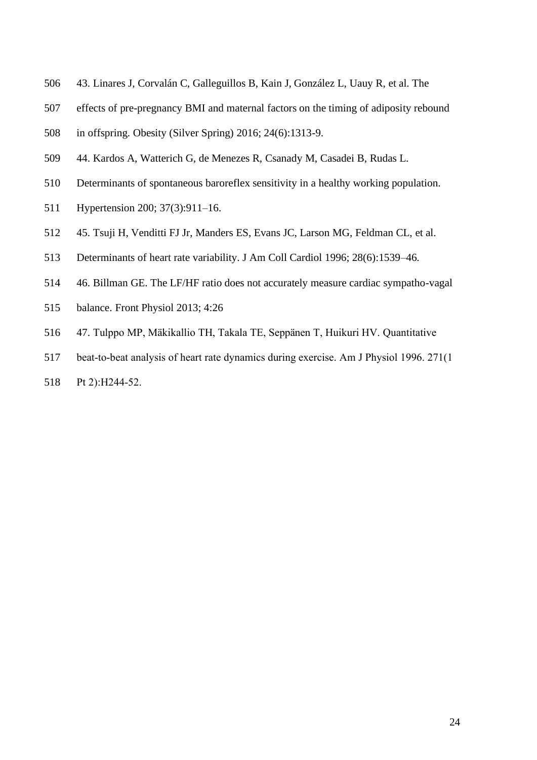43. Linares J, Corvalán C, Galleguillos B, Kain J, González L, Uauy R, et al. The effects of pre-pregnancy BMI and maternal factors on the timing of adiposity rebound in offspring. Obesity (Silver Spring) 2016; 24(6):1313-9.

44. Kardos A, Watterich G, de Menezes R, Csanady M, Casadei B, Rudas L. Determinants of spontaneous baroreflex sensitivity in a healthy working population. Hypertension 200; 37(3):911–16.

45. Tsuji H, Venditti FJ Jr, Manders ES, Evans JC, Larson MG, Feldman CL, et al. Determinants of heart rate variability. J Am Coll Cardiol 1996; 28(6):1539–46.

46. Billman GE. The LF/HF ratio does not accurately measure cardiac sympatho-vagal balance. Front Physiol 2013; 4:26

47. Tulppo MP, Mäkikallio TH, Takala TE, Seppänen T, Huikuri HV. Quantitative beat-to-beat analysis of heart rate dynamics during exercise. Am J Physiol 1996. 271(1 Pt 2):H244-52.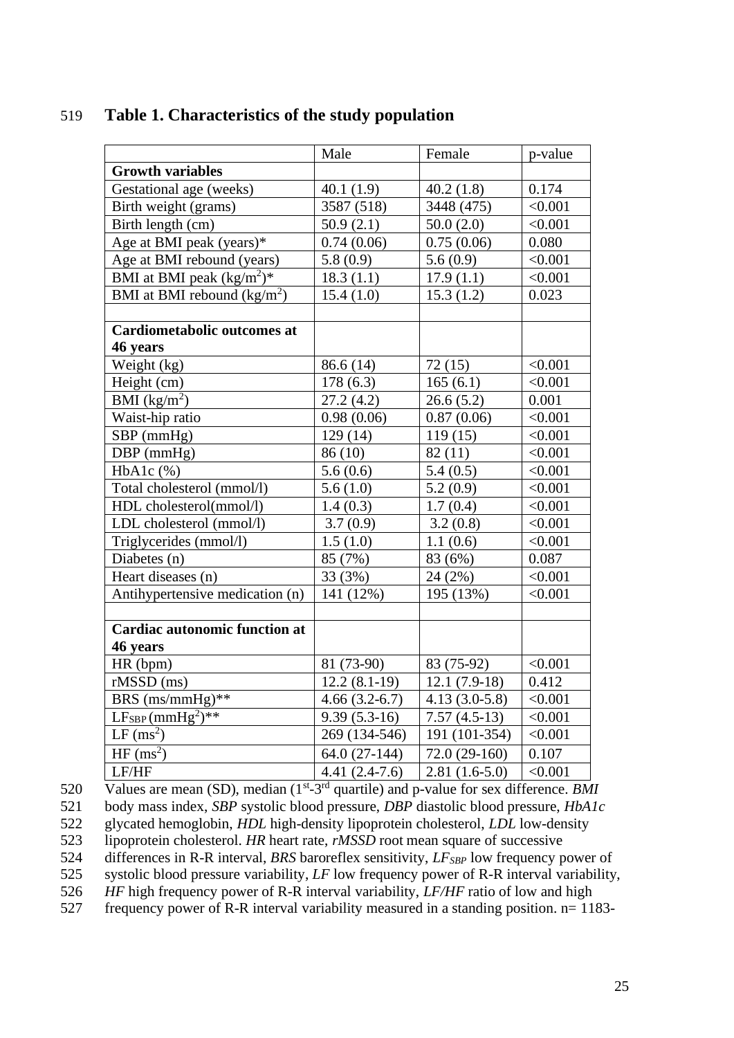## Table 1. Characteristics of the study population

| | Male | Female | p-value |
|---|---|---|---|
| **Growth variables** | | | |
| Gestational age (weeks) | 40.1 (1.9) | 40.2 (1.8) | 0.174 |
| Birth weight (grams) | 3587 (518) | 3448 (475) | <0.001 |
| Birth length (cm) | 50.9 (2.1) | 50.0 (2.0) | <0.001 |
| Age at BMI peak (years)* | 0.74 (0.06) | 0.75 (0.06) | 0.080 |
| Age at BMI rebound (years) | 5.8 (0.9) | 5.6 (0.9) | <0.001 |
| BMI at BMI peak ($kg/m^2$)* | 18.3 (1.1) | 17.9 (1.1) | <0.001 |
| BMI at BMI rebound ($kg/m^2$) | 15.4 (1.0) | 15.3 (1.2) | 0.023 |
| | | | |
| **Cardiometabolic outcomes at 46 years** | | | |
| Weight (kg) | 86.6 (14) | 72 (15) | <0.001 |
| Height (cm) | 178 (6.3) | 165 (6.1) | <0.001 |
| BMI ($kg/m^2$) | 27.2 (4.2) | 26.6 (5.2) | 0.001 |
| Waist-hip ratio | 0.98 (0.06) | 0.87 (0.06) | <0.001 |
| SBP (mmHg) | 129 (14) | 119 (15) | <0.001 |
| DBP (mmHg) | 86 (10) | 82 (11) | <0.001 |
| HbA1c (%) | 5.6 (0.6) | 5.4 (0.5) | <0.001 |
| Total cholesterol (mmol/l) | 5.6 (1.0) | 5.2 (0.9) | <0.001 |
| HDL cholesterol(mmol/l) | 1.4 (0.3) | 1.7 (0.4) | <0.001 |
| LDL cholesterol (mmol/l) | 3.7 (0.9) | 3.2 (0.8) | <0.001 |
| Triglycerides (mmol/l) | 1.5 (1.0) | 1.1 (0.6) | <0.001 |
| Diabetes (n) | 85 (7%) | 83 (6%) | 0.087 |
| Heart diseases (n) | 33 (3%) | 24 (2%) | <0.001 |
| Antihypertensive medication (n) | 141 (12%) | 195 (13%) | <0.001 |
| | | | |
| **Cardiac autonomic function at 46 years** | | | |
| HR (bpm) | 81 (73-90) | 83 (75-92) | <0.001 |
| rMSSD (ms) | 12.2 (8.1-19) | 12.1 (7.9-18) | 0.412 |
| BRS (ms/mmHg)** | 4.66 (3.2-6.7) | 4.13 (3.0-5.8) | <0.001 |
| $LF_{SBP}$ ($mmHg^2$)** | 9.39 (5.3-16) | 7.57 (4.5-13) | <0.001 |
| LF ($ms^2$) | 269 (134-546) | 191 (101-354) | <0.001 |
| HF ($ms^2$) | 64.0 (27-144) | 72.0 (29-160) | 0.107 |
| LF/HF | 4.41 (2.4-7.6) | 2.81 (1.6-5.0) | <0.001 |

Values are mean (SD), median (1st-3rd quartile) and p-value for sex difference. *BMI* body mass index, *SBP* systolic blood pressure, *DBP* diastolic blood pressure, *HbA1c* glycated hemoglobin, *HDL* high-density lipoprotein cholesterol, *LDL* low-density lipoprotein cholesterol. *HR* heart rate, *rMSSD* root mean square of successive differences in R-R interval, *BRS* baroreflex sensitivity, $LF_{SBP}$ low frequency power of systolic blood pressure variability, *LF* low frequency power of R-R interval variability, *HF* high frequency power of R-R interval variability, *LF/HF* ratio of low and high frequency power of R-R interval variability measured in a standing position. n= 1183-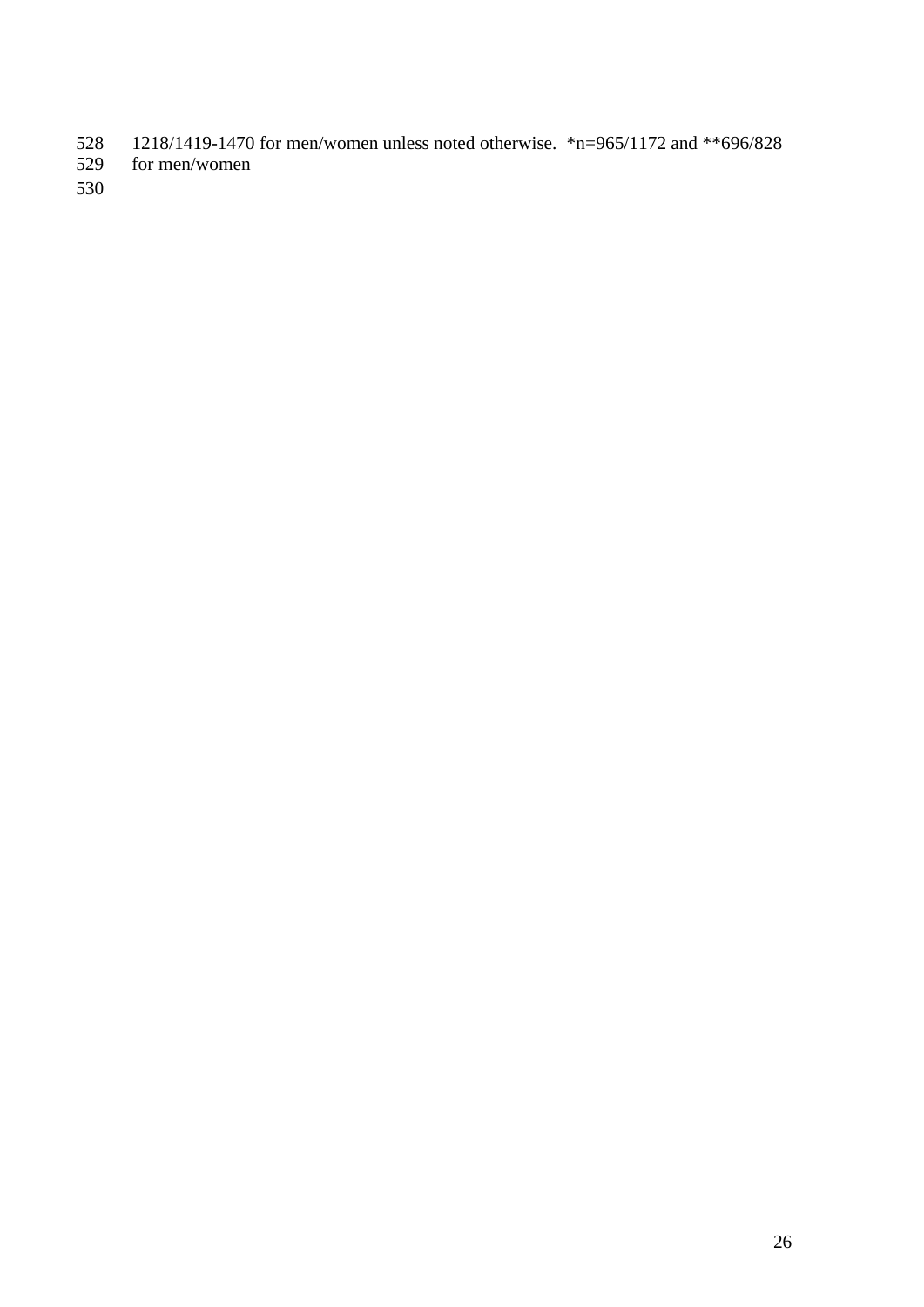1218/1419-1470 for men/women unless noted otherwise.  *n=965/1172 and **696/828 for men/women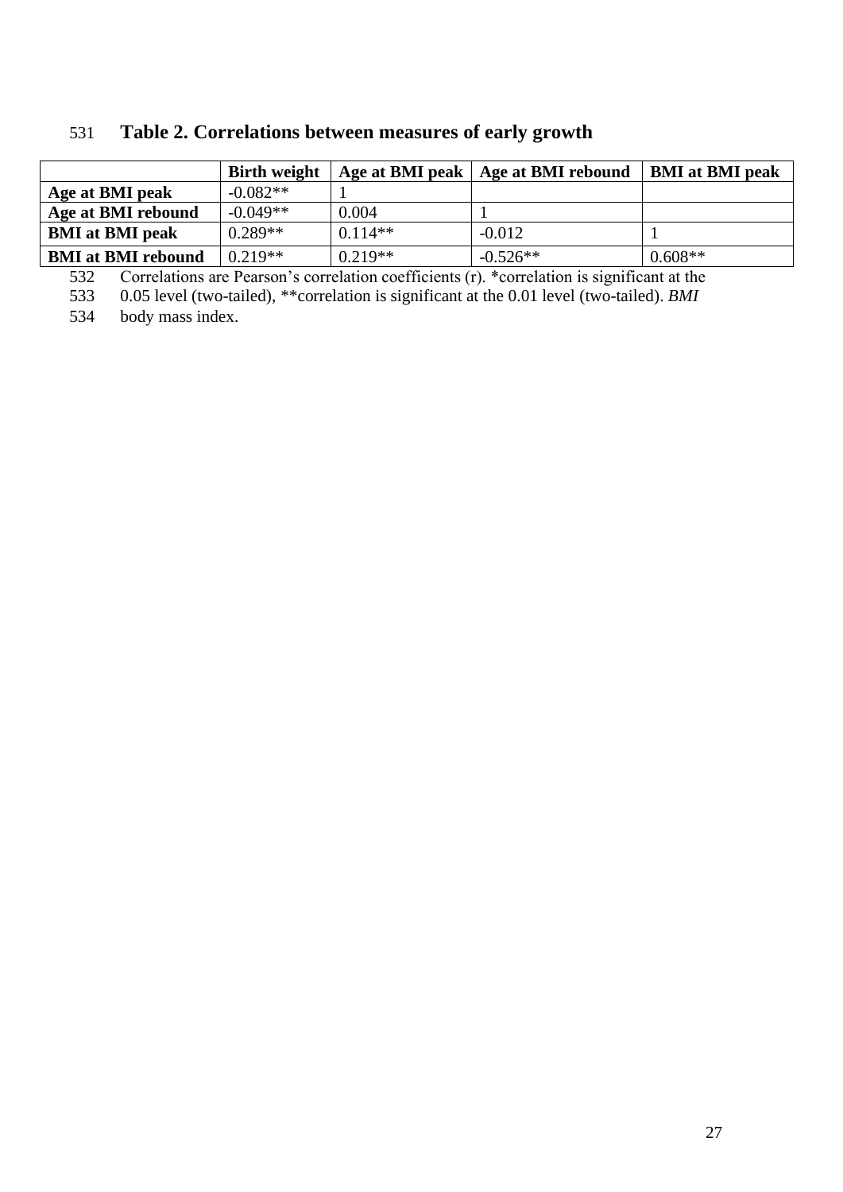**Table 2. Correlations between measures of early growth**

| | Birth weight | Age at BMI peak | Age at BMI rebound | BMI at BMI peak |
|---|---|---|---|---|
| **Age at BMI peak** | -0.082** | 1 | | |
| **Age at BMI rebound** | -0.049** | 0.004 | 1 | |
| **BMI at BMI peak** | 0.289** | 0.114** | -0.012 | 1 |
| **BMI at BMI rebound** | 0.219** | 0.219** | -0.526** | 0.608** |

Correlations are Pearson's correlation coefficients (r). *correlation is significant at the 0.05 level (two-tailed), **correlation is significant at the 0.01 level (two-tailed). *BMI* body mass index.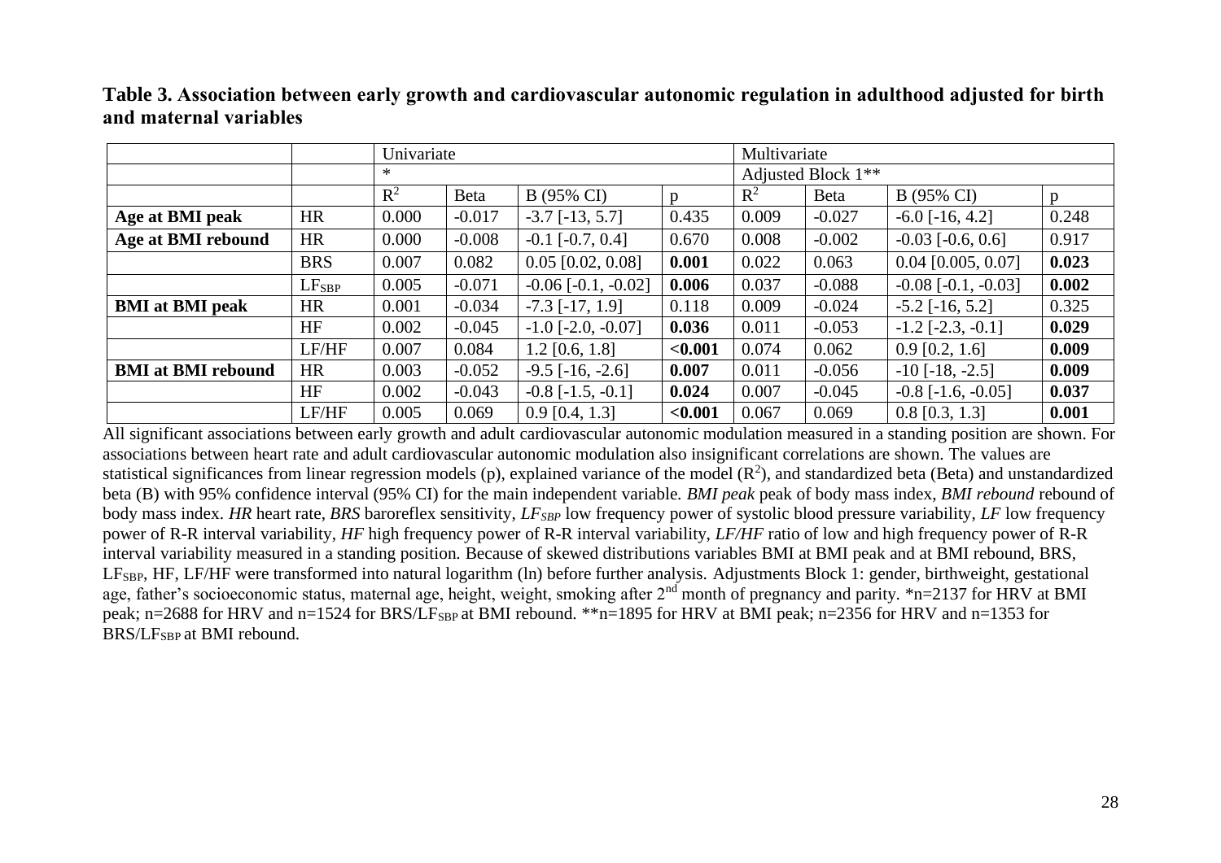**Table 3. Association between early growth and cardiovascular autonomic regulation in adulthood adjusted for birth and maternal variables**

| | | Univariate | | | | Multivariate | | | |
|---|---|---|---|---|---|---|---|---|---|
| | | * | | | | Adjusted Block 1** | | | |
| | | $R^2$ | Beta | B (95% CI) | p | $R^2$ | Beta | B (95% CI) | p |
| **Age at BMI peak** | HR | 0.000 | -0.017 | -3.7 [-13, 5.7] | 0.435 | 0.009 | -0.027 | -6.0 [-16, 4.2] | 0.248 |
| **Age at BMI rebound** | HR | 0.000 | -0.008 | -0.1 [-0.7, 0.4] | 0.670 | 0.008 | -0.002 | -0.03 [-0.6, 0.6] | 0.917 |
| | BRS | 0.007 | 0.082 | 0.05 [0.02, 0.08] | **0.001** | 0.022 | 0.063 | 0.04 [0.005, 0.07] | **0.023** |
| | $LF_{SBP}$ | 0.005 | -0.071 | -0.06 [-0.1, -0.02] | **0.006** | 0.037 | -0.088 | -0.08 [-0.1, -0.03] | **0.002** |
| **BMI at BMI peak** | HR | 0.001 | -0.034 | -7.3 [-17, 1.9] | 0.118 | 0.009 | -0.024 | -5.2 [-16, 5.2] | 0.325 |
| | HF | 0.002 | -0.045 | -1.0 [-2.0, -0.07] | **0.036** | 0.011 | -0.053 | -1.2 [-2.3, -0.1] | **0.029** |
| | LF/HF | 0.007 | 0.084 | 1.2 [0.6, 1.8] | **<0.001** | 0.074 | 0.062 | 0.9 [0.2, 1.6] | **0.009** |
| **BMI at BMI rebound** | HR | 0.003 | -0.052 | -9.5 [-16, -2.6] | **0.007** | 0.011 | -0.056 | -10 [-18, -2.5] | **0.009** |
| | HF | 0.002 | -0.043 | -0.8 [-1.5, -0.1] | **0.024** | 0.007 | -0.045 | -0.8 [-1.6, -0.05] | **0.037** |
| | LF/HF | 0.005 | 0.069 | 0.9 [0.4, 1.3] | **<0.001** | 0.067 | 0.069 | 0.8 [0.3, 1.3] | **0.001** |

All significant associations between early growth and adult cardiovascular autonomic modulation measured in a standing position are shown. For associations between heart rate and adult cardiovascular autonomic modulation also insignificant correlations are shown. The values are statistical significances from linear regression models (p), explained variance of the model ($R^2$), and standardized beta (Beta) and unstandardized beta (B) with 95% confidence interval (95% CI) for the main independent variable. *BMI peak* peak of body mass index, *BMI rebound* rebound of body mass index. *HR* heart rate, *BRS* baroreflex sensitivity, $LF_{SBP}$ low frequency power of systolic blood pressure variability, *LF* low frequency power of R-R interval variability, *HF* high frequency power of R-R interval variability, *LF/HF* ratio of low and high frequency power of R-R interval variability measured in a standing position. Because of skewed distributions variables BMI at BMI peak and at BMI rebound, BRS, $LF_{SBP}$, HF, LF/HF were transformed into natural logarithm (ln) before further analysis. Adjustments Block 1: gender, birthweight, gestational age, father's socioeconomic status, maternal age, height, weight, smoking after 2nd month of pregnancy and parity. *n=2137 for HRV at BMI peak; n=2688 for HRV and n=1524 for BRS/$LF_{SBP}$ at BMI rebound. **n=1895 for HRV at BMI peak; n=2356 for HRV and n=1353 for BRS/$LF_{SBP}$ at BMI rebound.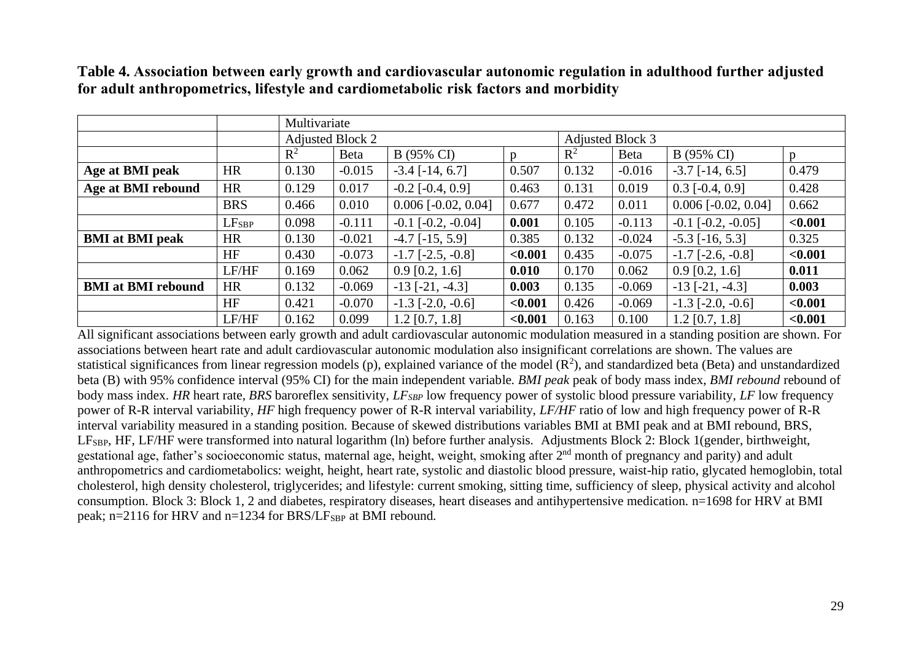**Table 4. Association between early growth and cardiovascular autonomic regulation in adulthood further adjusted for adult anthropometrics, lifestyle and cardiometabolic risk factors and morbidity**

| | | Multivariate | | | | | | | |
|---|---|---|---|---|---|---|---|---|---|
| | | Adjusted Block 2 | | | | Adjusted Block 3 | | | |
| | | $R^2$ | Beta | B (95% CI) | p | $R^2$ | Beta | B (95% CI) | p |
| **Age at BMI peak** | HR | 0.130 | -0.015 | -3.4 [-14, 6.7] | 0.507 | 0.132 | -0.016 | -3.7 [-14, 6.5] | 0.479 |
| **Age at BMI rebound** | HR | 0.129 | 0.017 | -0.2 [-0.4, 0.9] | 0.463 | 0.131 | 0.019 | 0.3 [-0.4, 0.9] | 0.428 |
| | BRS | 0.466 | 0.010 | 0.006 [-0.02, 0.04] | 0.677 | 0.472 | 0.011 | 0.006 [-0.02, 0.04] | 0.662 |
| | $LF_{SBP}$ | 0.098 | -0.111 | -0.1 [-0.2, -0.04] | **0.001** | 0.105 | -0.113 | -0.1 [-0.2, -0.05] | **<0.001** |
| **BMI at BMI peak** | HR | 0.130 | -0.021 | -4.7 [-15, 5.9] | 0.385 | 0.132 | -0.024 | -5.3 [-16, 5.3] | 0.325 |
| | HF | 0.430 | -0.073 | -1.7 [-2.5, -0.8] | **<0.001** | 0.435 | -0.075 | -1.7 [-2.6, -0.8] | **<0.001** |
| | LF/HF | 0.169 | 0.062 | 0.9 [0.2, 1.6] | **0.010** | 0.170 | 0.062 | 0.9 [0.2, 1.6] | **0.011** |
| **BMI at BMI rebound** | HR | 0.132 | -0.069 | -13 [-21, -4.3] | **0.003** | 0.135 | -0.069 | -13 [-21, -4.3] | **0.003** |
| | HF | 0.421 | -0.070 | -1.3 [-2.0, -0.6] | **<0.001** | 0.426 | -0.069 | -1.3 [-2.0, -0.6] | **<0.001** |
| | LF/HF | 0.162 | 0.099 | 1.2 [0.7, 1.8] | **<0.001** | 0.163 | 0.100 | 1.2 [0.7, 1.8] | **<0.001** |

All significant associations between early growth and adult cardiovascular autonomic modulation measured in a standing position are shown. For associations between heart rate and adult cardiovascular autonomic modulation also insignificant correlations are shown. The values are statistical significances from linear regression models (p), explained variance of the model ($R^2$), and standardized beta (Beta) and unstandardized beta (B) with 95% confidence interval (95% CI) for the main independent variable. *BMI peak* peak of body mass index, *BMI rebound* rebound of body mass index. *HR* heart rate, *BRS* baroreflex sensitivity, *$LF_{SBP}$* low frequency power of systolic blood pressure variability, *LF* low frequency power of R-R interval variability, *HF* high frequency power of R-R interval variability, *LF/HF* ratio of low and high frequency power of R-R interval variability measured in a standing position. Because of skewed distributions variables BMI at BMI peak and at BMI rebound, BRS, $LF_{SBP}$, HF, LF/HF were transformed into natural logarithm (ln) before further analysis. Adjustments Block 2: Block 1(gender, birthweight, gestational age, father's socioeconomic status, maternal age, height, weight, smoking after 2nd month of pregnancy and parity) and adult anthropometrics and cardiometabolics: weight, height, heart rate, systolic and diastolic blood pressure, waist-hip ratio, glycated hemoglobin, total cholesterol, high density cholesterol, triglycerides; and lifestyle: current smoking, sitting time, sufficiency of sleep, physical activity and alcohol consumption. Block 3: Block 1, 2 and diabetes, respiratory diseases, heart diseases and antihypertensive medication. n=1698 for HRV at BMI peak; n=2116 for HRV and n=1234 for BRS/$LF_{SBP}$ at BMI rebound.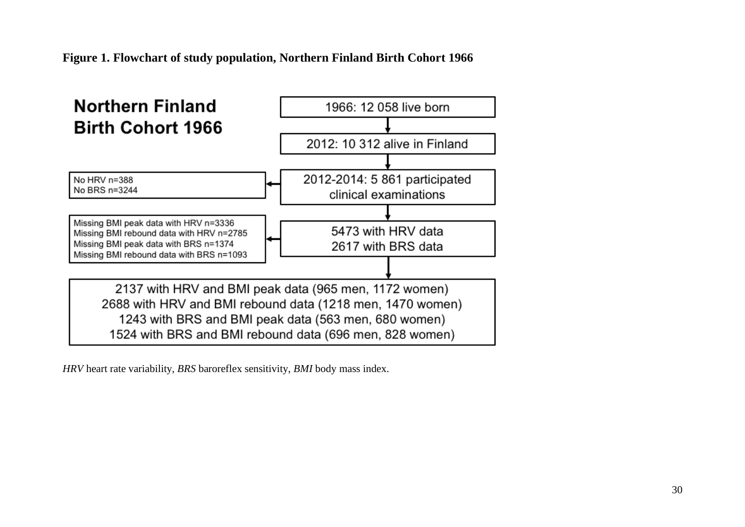**Figure 1. Flowchart of study population, Northern Finland Birth Cohort 1966**

Northern Finland Birth Cohort 1966

1966: 12 058 live born

2012: 10 312 alive in Finland

2012-2014: 5 861 participated clinical examinations

No HRV n=388
No BRS n=3244

5473 with HRV data
2617 with BRS data

Missing BMI peak data with HRV n=3336
Missing BMI rebound data with HRV n=2785
Missing BMI peak data with BRS n=1374
Missing BMI rebound data with BRS n=1093

2137 with HRV and BMI peak data (965 men, 1172 women)
2688 with HRV and BMI rebound data (1218 men, 1470 women)
1243 with BRS and BMI peak data (563 men, 680 women)
1524 with BRS and BMI rebound data (696 men, 828 women)

*HRV* heart rate variability, *BRS* baroreflex sensitivity, *BMI* body mass index.